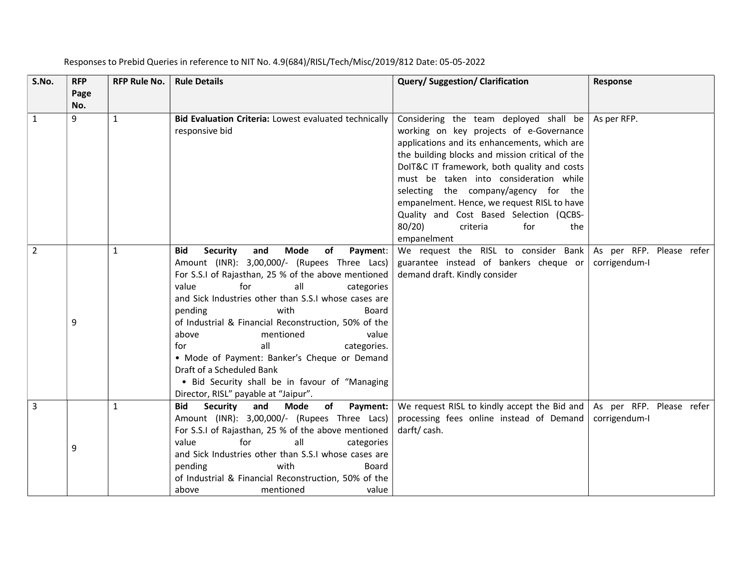Responses to Prebid Queries in reference to NIT No. 4.9(684)/RISL/Tech/Misc/2019/812 Date: 05-05-2022

| S.No. | RFP Page No. | RFP Rule No. | Rule Details | Query/ Suggestion/ Clarification | Response |
|---|---|---|---|---|---|
| 1 | 9 | 1 | **Bid Evaluation Criteria:** Lowest evaluated technically responsive bid | Considering the team deployed shall be working on key projects of e-Governance applications and its enhancements, which are the building blocks and mission critical of the DoIT&C IT framework, both quality and costs must be taken into consideration while selecting the company/agency for the empanelment. Hence, we request RISL to have Quality and Cost Based Selection (QCBS-80/20) criteria for the empanelment | As per RFP. |
| 2 | 9 | 1 | **Bid Security and Mode of Payment**: Amount (INR): 3,00,000/- (Rupees Three Lacs) For S.S.I of Rajasthan, 25 % of the above mentioned value for all categories and Sick Industries other than S.S.I whose cases are pending with Board of Industrial & Financial Reconstruction, 50% of the above mentioned value for all categories. • Mode of Payment: Banker's Cheque or Demand Draft of a Scheduled Bank • Bid Security shall be in favour of "Managing Director, RISL" payable at "Jaipur". | We request the RISL to consider Bank guarantee instead of bankers cheque or demand draft. Kindly consider | As per RFP. Please refer corrigendum-I |
| 3 | 9 | 1 | **Bid Security and Mode of Payment:** Amount (INR): 3,00,000/- (Rupees Three Lacs) For S.S.I of Rajasthan, 25 % of the above mentioned value for all categories and Sick Industries other than S.S.I whose cases are pending with Board of Industrial & Financial Reconstruction, 50% of the above mentioned value | We request RISL to kindly accept the Bid and processing fees online instead of Demand darft/ cash. | As per RFP. Please refer corrigendum-I |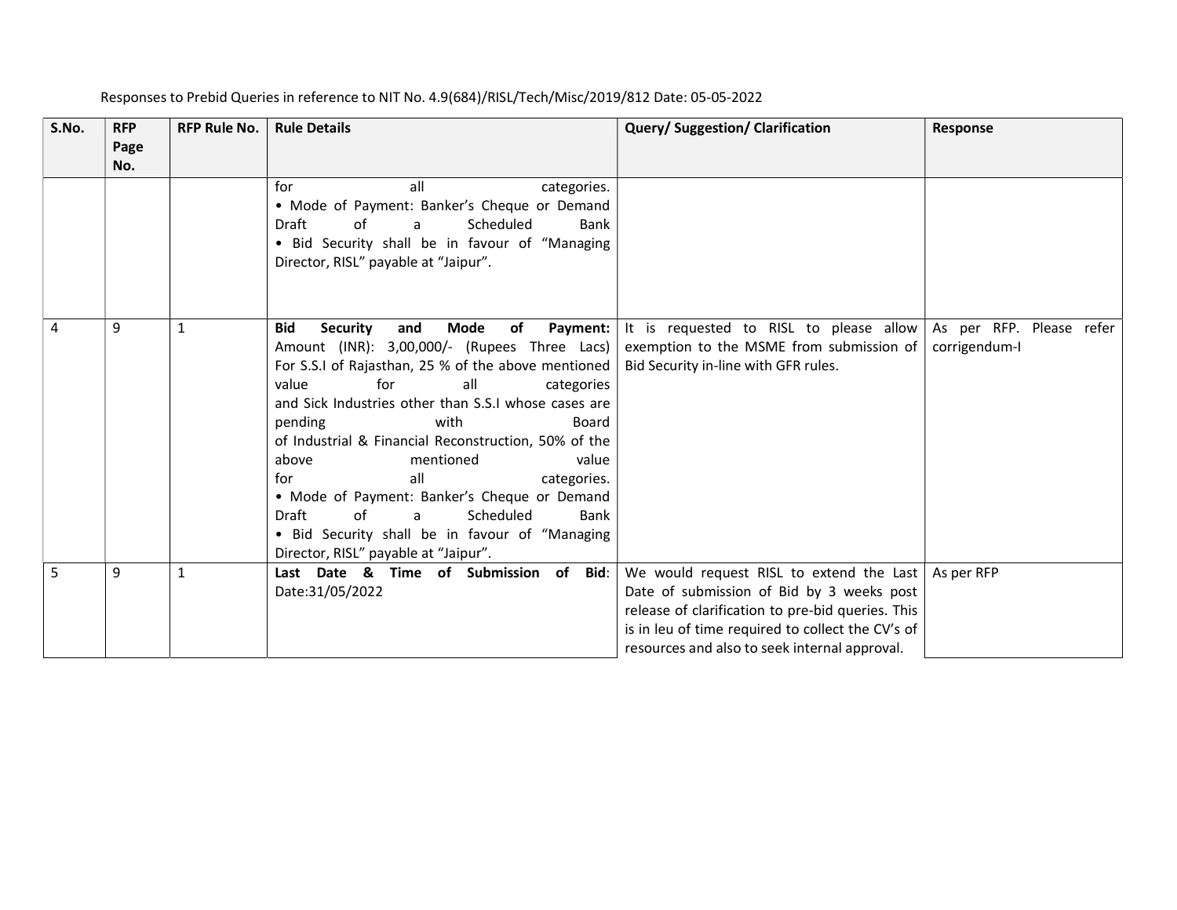Responses to Prebid Queries in reference to NIT No. 4.9(684)/RISL/Tech/Misc/2019/812 Date: 05-05-2022

| S.No. | RFP Page No. | RFP Rule No. | Rule Details | Query/ Suggestion/ Clarification | Response |
|---|---|---|---|---|---|
| | | | for all categories.<br>• Mode of Payment: Banker's Cheque or Demand Draft of a Scheduled Bank<br>• Bid Security shall be in favour of "Managing Director, RISL" payable at "Jaipur". | | |
| 4 | 9 | 1 | **Bid Security and Mode of Payment:** Amount (INR): 3,00,000/- (Rupees Three Lacs) For S.S.I of Rajasthan, 25 % of the above mentioned value for all categories and Sick Industries other than S.S.I whose cases are pending with Board of Industrial & Financial Reconstruction, 50% of the above mentioned value for all categories.<br>• Mode of Payment: Banker's Cheque or Demand Draft of a Scheduled Bank<br>• Bid Security shall be in favour of "Managing Director, RISL" payable at "Jaipur". | It is requested to RISL to please allow exemption to the MSME from submission of Bid Security in-line with GFR rules. | As per RFP. Please refer corrigendum-I |
| 5 | 9 | 1 | **Last Date & Time of Submission of Bid**: Date:31/05/2022 | We would request RISL to extend the Last Date of submission of Bid by 3 weeks post release of clarification to pre-bid queries. This is in leu of time required to collect the CV's of resources and also to seek internal approval. | As per RFP |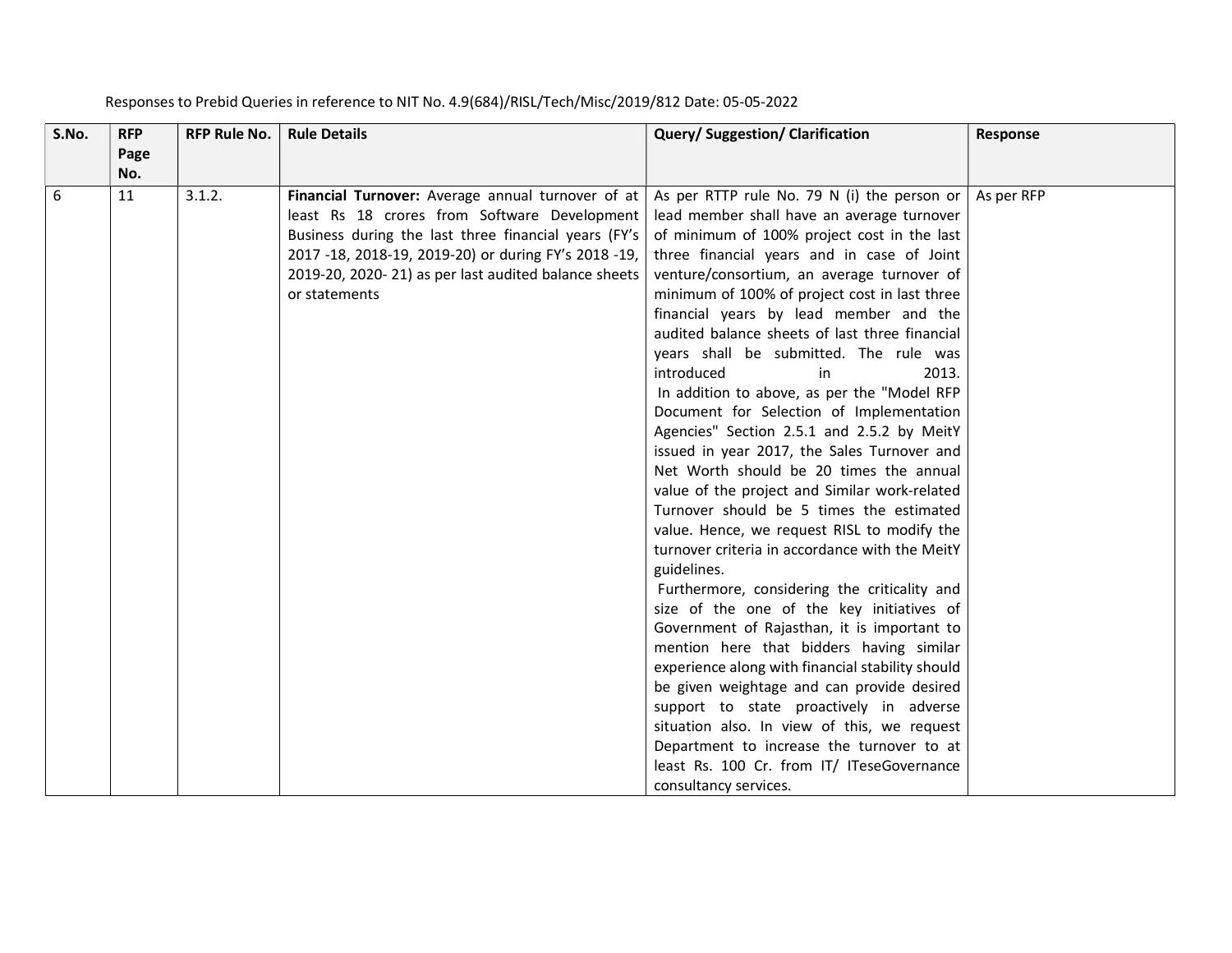Responses to Prebid Queries in reference to NIT No. 4.9(684)/RISL/Tech/Misc/2019/812 Date: 05-05-2022

| S.No. | RFP Page No. | RFP Rule No. | Rule Details | Query/ Suggestion/ Clarification | Response |
|---|---|---|---|---|---|
| 6 | 11 | 3.1.2. | **Financial Turnover:** Average annual turnover of at least Rs 18 crores from Software Development Business during the last three financial years (FY's 2017 -18, 2018-19, 2019-20) or during FY's 2018 -19, 2019-20, 2020- 21) as per last audited balance sheets or statements | As per RTTP rule No. 79 N (i) the person or lead member shall have an average turnover of minimum of 100% project cost in the last three financial years and in case of Joint venture/consortium, an average turnover of minimum of 100% of project cost in last three financial years by lead member and the audited balance sheets of last three financial years shall be submitted. The rule was introduced in 2013.<br>In addition to above, as per the "Model RFP Document for Selection of Implementation Agencies" Section 2.5.1 and 2.5.2 by MeitY issued in year 2017, the Sales Turnover and Net Worth should be 20 times the annual value of the project and Similar work-related Turnover should be 5 times the estimated value. Hence, we request RISL to modify the turnover criteria in accordance with the MeitY guidelines.<br>Furthermore, considering the criticality and size of the one of the key initiatives of Government of Rajasthan, it is important to mention here that bidders having similar experience along with financial stability should be given weightage and can provide desired support to state proactively in adverse situation also. In view of this, we request Department to increase the turnover to at least Rs. 100 Cr. from IT/ ITeseGovernance consultancy services. | As per RFP |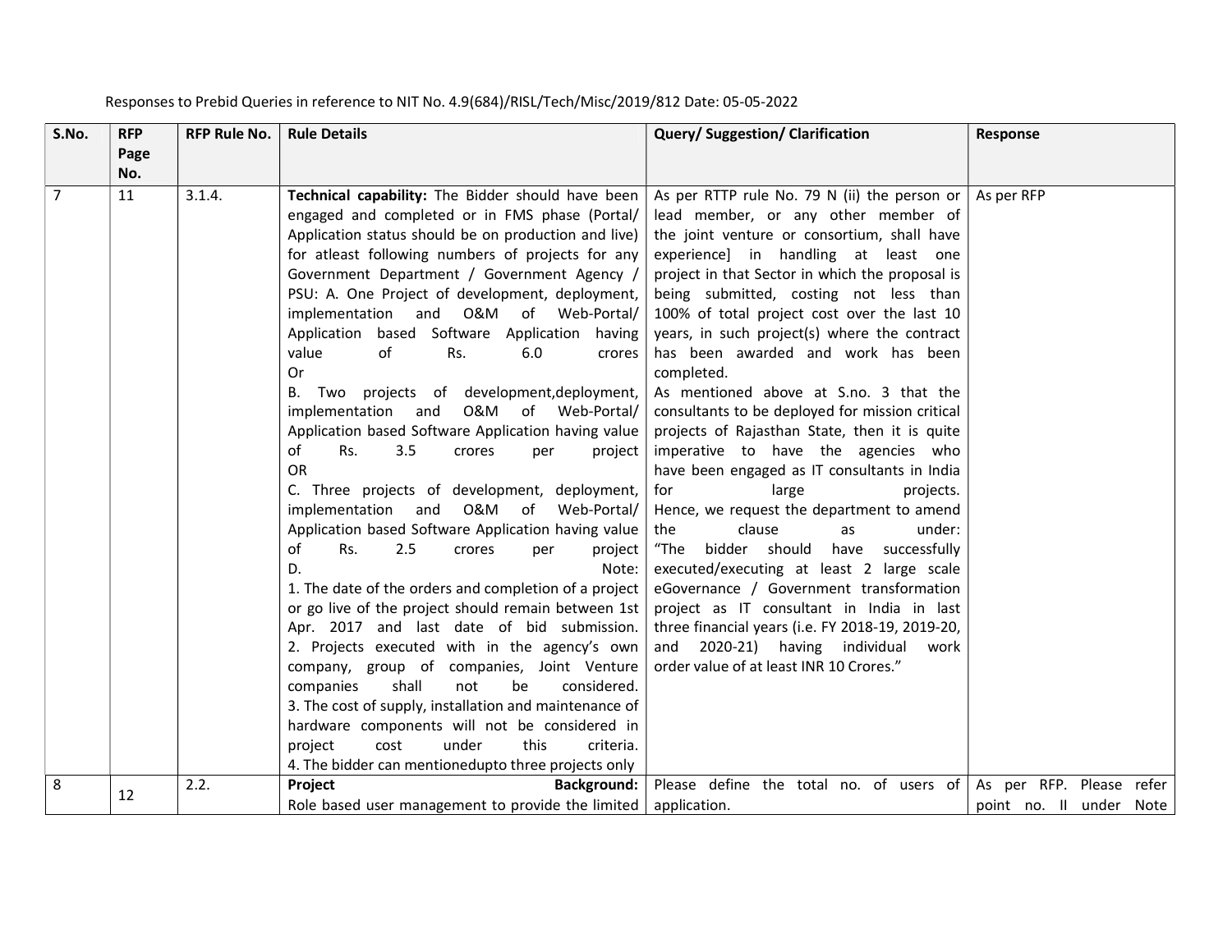Responses to Prebid Queries in reference to NIT No. 4.9(684)/RISL/Tech/Misc/2019/812 Date: 05-05-2022

| S.No. | RFP Page No. | RFP Rule No. | Rule Details | Query/ Suggestion/ Clarification | Response |
|---|---|---|---|---|---|
| 7 | 11 | 3.1.4. | **Technical capability:** The Bidder should have been engaged and completed or in FMS phase (Portal/ Application status should be on production and live) for atleast following numbers of projects for any Government Department / Government Agency / PSU: A. One Project of development, deployment, implementation and O&M of Web-Portal/ Application based Software Application having value of Rs. 6.0 crores<br>Or<br>B. Two projects of development,deployment, implementation and O&M of Web-Portal/ Application based Software Application having value of Rs. 3.5 crores per project<br>OR<br>C. Three projects of development, deployment, implementation and O&M of Web-Portal/ Application based Software Application having value of Rs. 2.5 crores per project<br>D. Note:<br>1. The date of the orders and completion of a project or go live of the project should remain between 1st Apr. 2017 and last date of bid submission.<br>2. Projects executed with in the agency's own company, group of companies, Joint Venture companies shall not be considered.<br>3. The cost of supply, installation and maintenance of hardware components will not be considered in project cost under this criteria.<br>4. The bidder can mentionedupto three projects only | As per RTTP rule No. 79 N (ii) the person or lead member, or any other member of the joint venture or consortium, shall have experience] in handling at least one project in that Sector in which the proposal is being submitted, costing not less than 100% of total project cost over the last 10 years, in such project(s) where the contract has been awarded and work has been completed.<br>As mentioned above at S.no. 3 that the consultants to be deployed for mission critical projects of Rajasthan State, then it is quite imperative to have the agencies who have been engaged as IT consultants in India for large projects.<br>Hence, we request the department to amend the clause as under:<br>"The bidder should have successfully executed/executing at least 2 large scale eGovernance / Government transformation project as IT consultant in India in last three financial years (i.e. FY 2018-19, 2019-20, and 2020-21) having individual work order value of at least INR 10 Crores." | As per RFP |
| 8 | 12 | 2.2. | **Project Background:**<br>Role based user management to provide the limited | Please define the total no. of users of application. | As per RFP. Please refer point no. II under Note |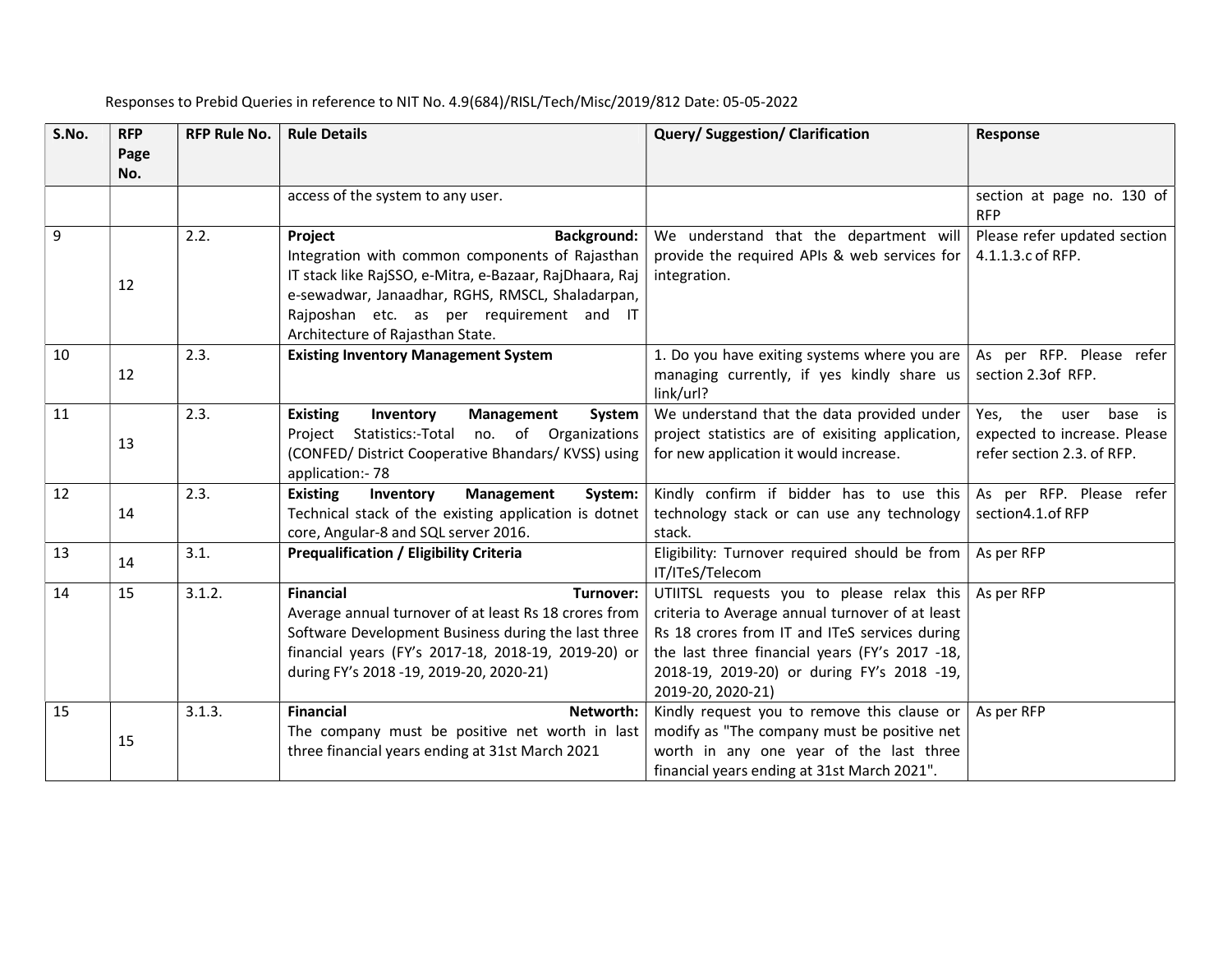Responses to Prebid Queries in reference to NIT No. 4.9(684)/RISL/Tech/Misc/2019/812 Date: 05-05-2022

| S.No. | RFP Page No. | RFP Rule No. | Rule Details | Query/ Suggestion/ Clarification | Response |
|---|---|---|---|---|---|
| | | | access of the system to any user. | | section at page no. 130 of RFP |
| 9 | 12 | 2.2. | **Project Background:** Integration with common components of Rajasthan IT stack like RajSSO, e-Mitra, e-Bazaar, RajDhaara, Raj e-sewadwar, Janaadhar, RGHS, RMSCL, Shaladarpan, Rajposhan etc. as per requirement and IT Architecture of Rajasthan State. | We understand that the department will provide the required APIs & web services for integration. | Please refer updated section 4.1.1.3.c of RFP. |
| 10 | 12 | 2.3. | **Existing Inventory Management System** | 1. Do you have exiting systems where you are managing currently, if yes kindly share us link/url? | As per RFP. Please refer section 2.3of RFP. |
| 11 | 13 | 2.3. | **Existing Inventory Management System** Project Statistics:-Total no. of Organizations (CONFED/ District Cooperative Bhandars/ KVSS) using application:- 78 | We understand that the data provided under project statistics are of exisiting application, for new application it would increase. | Yes, the user base is expected to increase. Please refer section 2.3. of RFP. |
| 12 | 14 | 2.3. | **Existing Inventory Management System:** Technical stack of the existing application is dotnet core, Angular-8 and SQL server 2016. | Kindly confirm if bidder has to use this technology stack or can use any technology stack. | As per RFP. Please refer section4.1.of RFP |
| 13 | 14 | 3.1. | **Prequalification / Eligibility Criteria** | Eligibility: Turnover required should be from IT/ITeS/Telecom | As per RFP |
| 14 | 15 | 3.1.2. | **Financial Turnover:** Average annual turnover of at least Rs 18 crores from Software Development Business during the last three financial years (FY's 2017-18, 2018-19, 2019-20) or during FY's 2018 -19, 2019-20, 2020-21) | UTIITSL requests you to please relax this criteria to Average annual turnover of at least Rs 18 crores from IT and ITeS services during the last three financial years (FY's 2017 -18, 2018-19, 2019-20) or during FY's 2018 -19, 2019-20, 2020-21) | As per RFP |
| 15 | 15 | 3.1.3. | **Financial Networth:** The company must be positive net worth in last three financial years ending at 31st March 2021 | Kindly request you to remove this clause or modify as "The company must be positive net worth in any one year of the last three financial years ending at 31st March 2021". | As per RFP |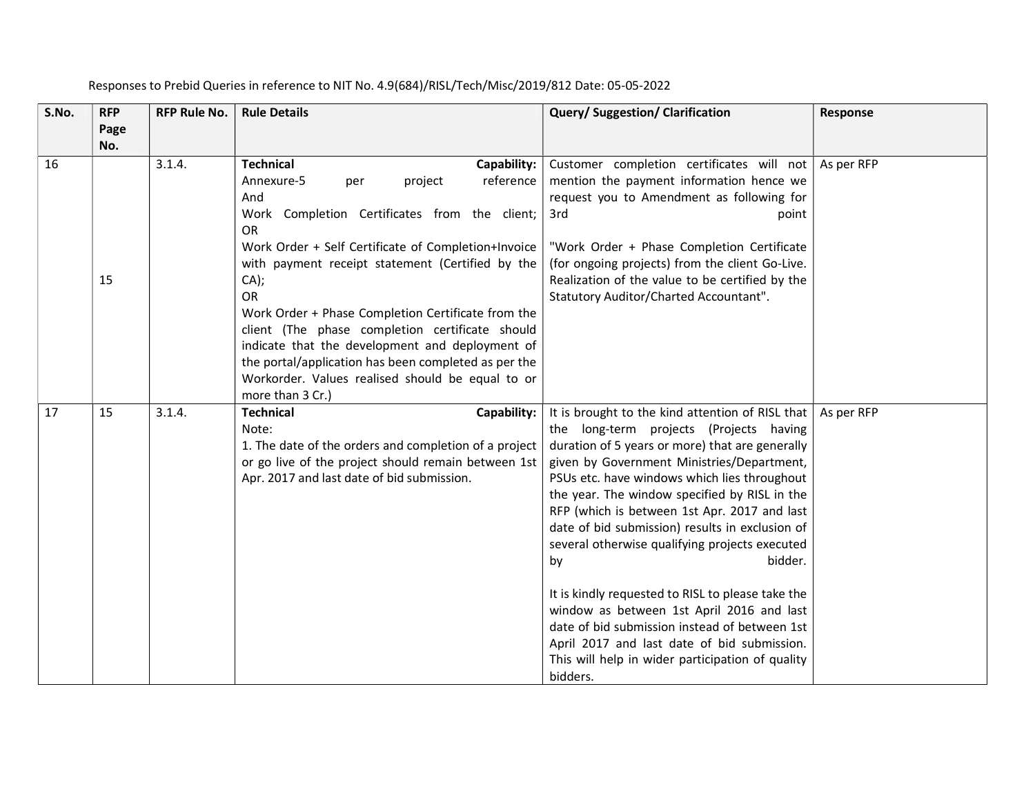Responses to Prebid Queries in reference to NIT No. 4.9(684)/RISL/Tech/Misc/2019/812 Date: 05-05-2022

| S.No. | RFP Page No. | RFP Rule No. | Rule Details | Query/ Suggestion/ Clarification | Response |
|---|---|---|---|---|---|
| 16 | 15 | 3.1.4. | **Technical Capability:** Annexure-5 per project reference And Work Completion Certificates from the client; OR Work Order + Self Certificate of Completion+Invoice with payment receipt statement (Certified by the CA); OR Work Order + Phase Completion Certificate from the client (The phase completion certificate should indicate that the development and deployment of the portal/application has been completed as per the Workorder. Values realised should be equal to or more than 3 Cr.) | Customer completion certificates will not mention the payment information hence we request you to Amendment as following for 3rd point<br><br>"Work Order + Phase Completion Certificate (for ongoing projects) from the client Go-Live. Realization of the value to be certified by the Statutory Auditor/Charted Accountant". | As per RFP |
| 17 | 15 | 3.1.4. | **Technical Capability:** Note:<br>1. The date of the orders and completion of a project or go live of the project should remain between 1st Apr. 2017 and last date of bid submission. | It is brought to the kind attention of RISL that the long-term projects (Projects having duration of 5 years or more) that are generally given by Government Ministries/Department, PSUs etc. have windows which lies throughout the year. The window specified by RISL in the RFP (which is between 1st Apr. 2017 and last date of bid submission) results in exclusion of several otherwise qualifying projects executed by bidder.<br><br>It is kindly requested to RISL to please take the window as between 1st April 2016 and last date of bid submission instead of between 1st April 2017 and last date of bid submission. This will help in wider participation of quality bidders. | As per RFP |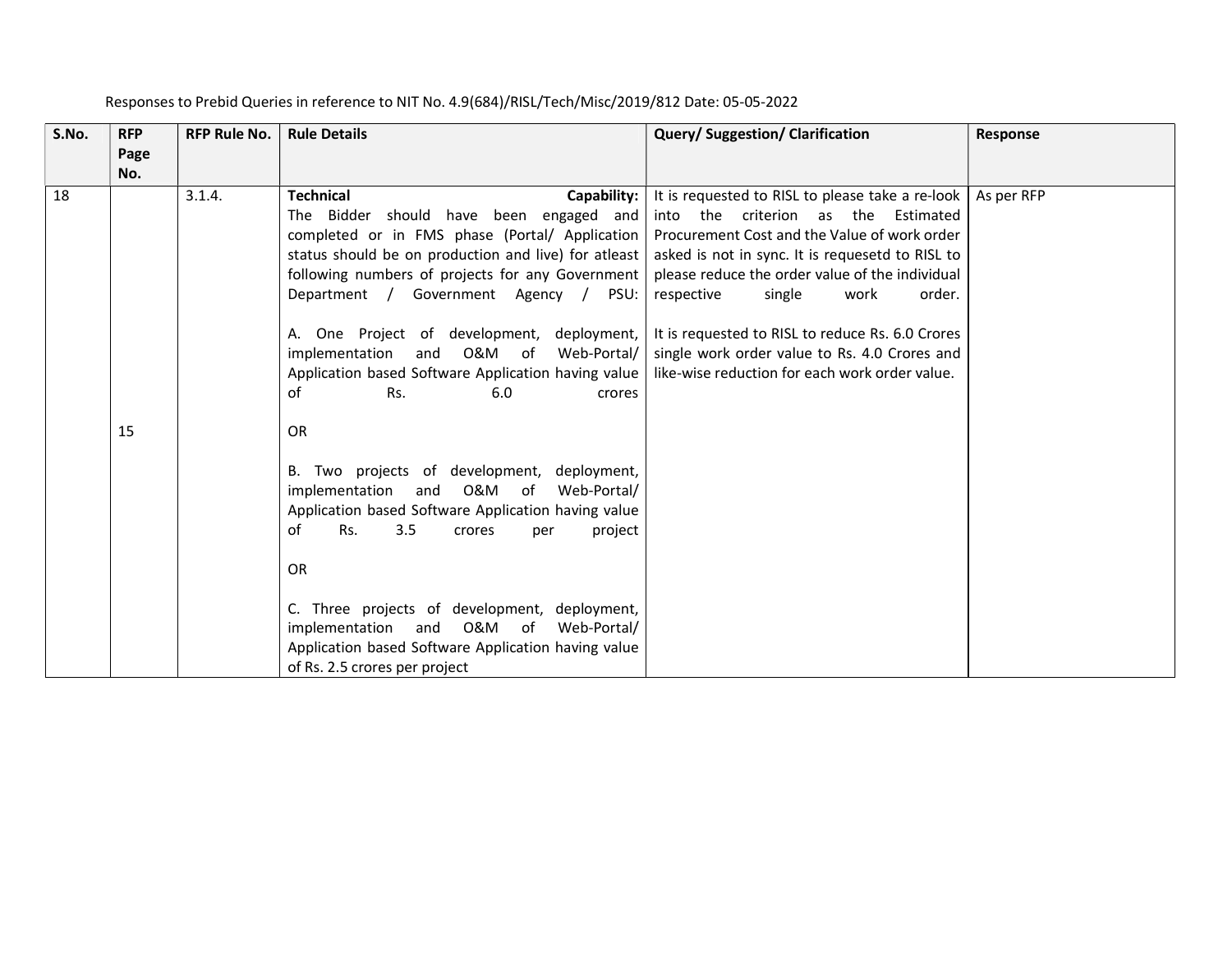Responses to Prebid Queries in reference to NIT No. 4.9(684)/RISL/Tech/Misc/2019/812 Date: 05-05-2022

| S.No. | RFP Page No. | RFP Rule No. | Rule Details | Query/ Suggestion/ Clarification | Response |
|---|---|---|---|---|---|
| 18 | 15 | 3.1.4. | **Technical Capability:** The Bidder should have been engaged and completed or in FMS phase (Portal/ Application status should be on production and live) for atleast following numbers of projects for any Government Department / Government Agency / PSU:<br><br>A. One Project of development, deployment, implementation and O&M of Web-Portal/ Application based Software Application having value of Rs. 6.0 crores<br><br>OR<br><br>B. Two projects of development, deployment, implementation and O&M of Web-Portal/ Application based Software Application having value of Rs. 3.5 crores per project<br><br>OR<br><br>C. Three projects of development, deployment, implementation and O&M of Web-Portal/ Application based Software Application having value of Rs. 2.5 crores per project | It is requested to RISL to please take a re-look into the criterion as the Estimated Procurement Cost and the Value of work order asked is not in sync. It is requesetd to RISL to please reduce the order value of the individual respective single work order.<br><br>It is requested to RISL to reduce Rs. 6.0 Crores single work order value to Rs. 4.0 Crores and like-wise reduction for each work order value. | As per RFP |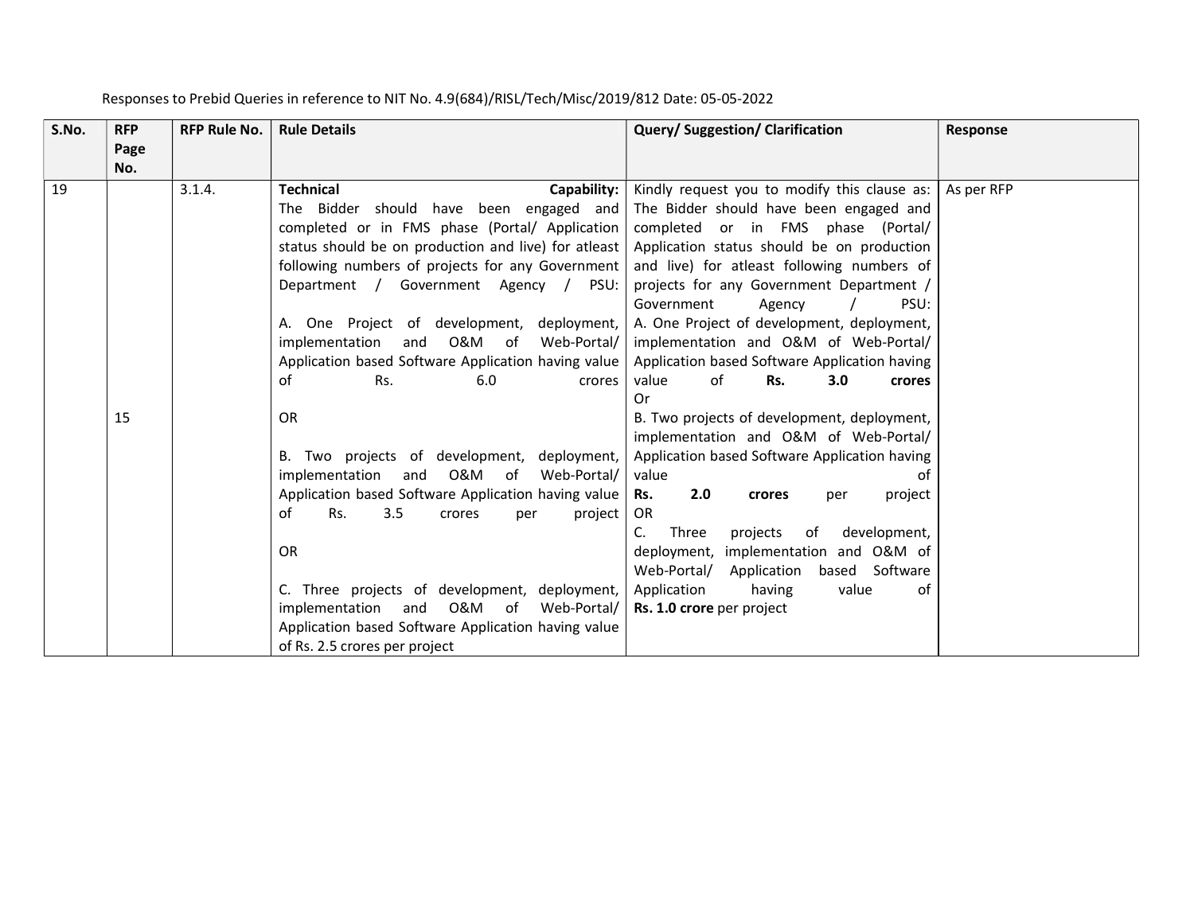Responses to Prebid Queries in reference to NIT No. 4.9(684)/RISL/Tech/Misc/2019/812 Date: 05-05-2022

| S.No. | RFP Page No. | RFP Rule No. | Rule Details | Query/ Suggestion/ Clarification | Response |
|---|---|---|---|---|---|
| 19 | 15 | 3.1.4. | **Technical Capability:** The Bidder should have been engaged and completed or in FMS phase (Portal/ Application status should be on production and live) for atleast following numbers of projects for any Government Department / Government Agency / PSU:<br><br>A. One Project of development, deployment, implementation and O&M of Web-Portal/ Application based Software Application having value of Rs. 6.0 crores<br><br>OR<br><br>B. Two projects of development, deployment, implementation and O&M of Web-Portal/ Application based Software Application having value of Rs. 3.5 crores per project<br><br>OR<br><br>C. Three projects of development, deployment, implementation and O&M of Web-Portal/ Application based Software Application having value of Rs. 2.5 crores per project | Kindly request you to modify this clause as: The Bidder should have been engaged and completed or in FMS phase (Portal/ Application status should be on production and live) for atleast following numbers of projects for any Government Department / Government Agency / PSU:<br>A. One Project of development, deployment, implementation and O&M of Web-Portal/ Application based Software Application having value of **Rs. 3.0 crores**<br>Or<br>B. Two projects of development, deployment, implementation and O&M of Web-Portal/ Application based Software Application having value of **Rs. 2.0 crores** per project<br>OR<br>C. Three projects of development, deployment, implementation and O&M of Web-Portal/ Application based Software Application having value of **Rs. 1.0 crore** per project | As per RFP |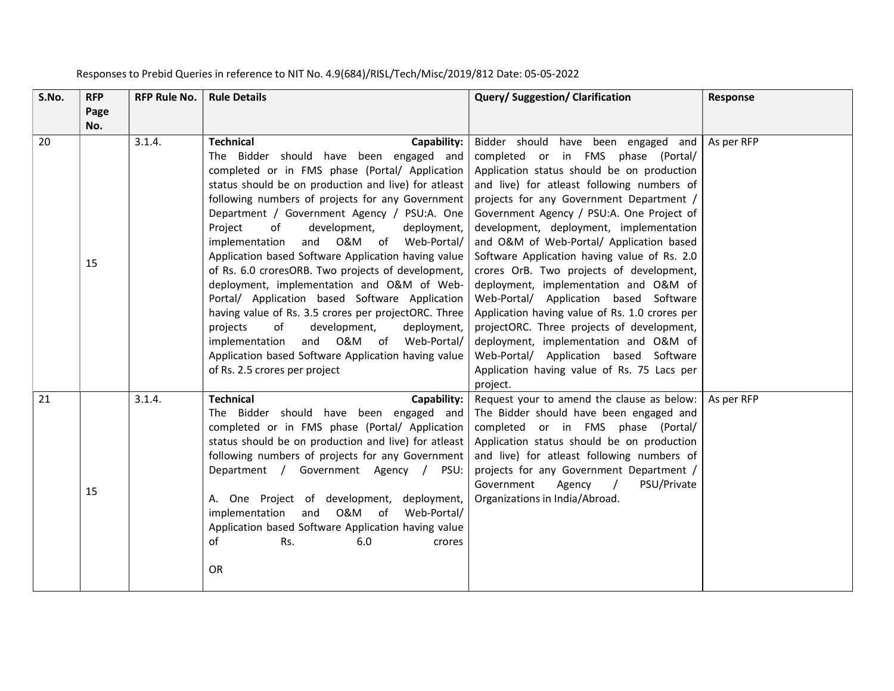Responses to Prebid Queries in reference to NIT No. 4.9(684)/RISL/Tech/Misc/2019/812 Date: 05-05-2022

| S.No. | RFP Page No. | RFP Rule No. | Rule Details | Query/ Suggestion/ Clarification | Response |
|---|---|---|---|---|---|
| 20 | 15 | 3.1.4. | **Technical Capability:** The Bidder should have been engaged and completed or in FMS phase (Portal/ Application status should be on production and live) for atleast following numbers of projects for any Government Department / Government Agency / PSU:A. One Project of development, deployment, implementation and O&M of Web-Portal/ Application based Software Application having value of Rs. 6.0 croresORB. Two projects of development, deployment, implementation and O&M of Web-Portal/ Application based Software Application having value of Rs. 3.5 crores per projectORC. Three projects of development, deployment, implementation and O&M of Web-Portal/ Application based Software Application having value of Rs. 2.5 crores per project | Bidder should have been engaged and completed or in FMS phase (Portal/ Application status should be on production and live) for atleast following numbers of projects for any Government Department / Government Agency / PSU:A. One Project of development, deployment, implementation and O&M of Web-Portal/ Application based Software Application having value of Rs. 2.0 crores OrB. Two projects of development, deployment, implementation and O&M of Web-Portal/ Application based Software Application having value of Rs. 1.0 crores per projectORC. Three projects of development, deployment, implementation and O&M of Web-Portal/ Application based Software Application having value of Rs. 75 Lacs per project. | As per RFP |
| 21 | 15 | 3.1.4. | **Technical Capability:** The Bidder should have been engaged and completed or in FMS phase (Portal/ Application status should be on production and live) for atleast following numbers of projects for any Government Department / Government Agency / PSU:<br><br>A. One Project of development, deployment, implementation and O&M of Web-Portal/ Application based Software Application having value of Rs. 6.0 crores<br><br>OR | Request your to amend the clause as below: The Bidder should have been engaged and completed or in FMS phase (Portal/ Application status should be on production and live) for atleast following numbers of projects for any Government Department / Government Agency / PSU/Private Organizations in India/Abroad. | As per RFP |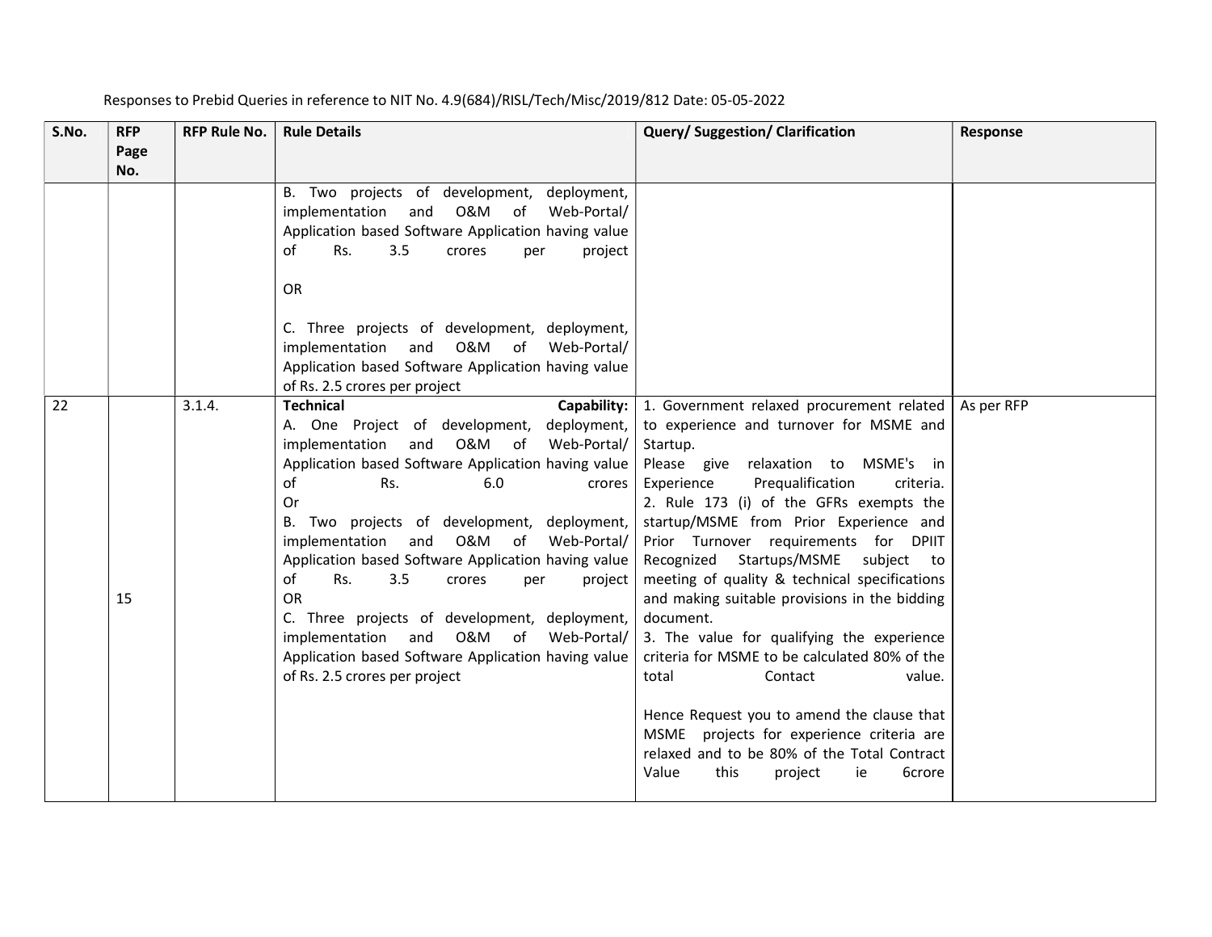Responses to Prebid Queries in reference to NIT No. 4.9(684)/RISL/Tech/Misc/2019/812 Date: 05-05-2022

| S.No. | RFP Page No. | RFP Rule No. | Rule Details | Query/ Suggestion/ Clarification | Response |
|---|---|---|---|---|---|
| | | | B. Two projects of development, deployment, implementation and O&M of Web-Portal/ Application based Software Application having value of Rs. 3.5 crores per project<br><br>OR<br><br>C. Three projects of development, deployment, implementation and O&M of Web-Portal/ Application based Software Application having value of Rs. 2.5 crores per project | | |
| 22 | 15 | 3.1.4. | **Technical Capability:**<br>A. One Project of development, deployment, implementation and O&M of Web-Portal/ Application based Software Application having value of Rs. 6.0 crores<br>Or<br>B. Two projects of development, deployment, implementation and O&M of Web-Portal/ Application based Software Application having value of Rs. 3.5 crores per project<br>OR<br>C. Three projects of development, deployment, implementation and O&M of Web-Portal/ Application based Software Application having value of Rs. 2.5 crores per project | 1. Government relaxed procurement related to experience and turnover for MSME and Startup.<br>Please give relaxation to MSME's in Experience Prequalification criteria.<br>2. Rule 173 (i) of the GFRs exempts the startup/MSME from Prior Experience and Prior Turnover requirements for DPIIT Recognized Startups/MSME subject to meeting of quality & technical specifications and making suitable provisions in the bidding document.<br>3. The value for qualifying the experience criteria for MSME to be calculated 80% of the total Contact value.<br><br>Hence Request you to amend the clause that MSME projects for experience criteria are relaxed and to be 80% of the Total Contract Value this project ie 6crore | As per RFP |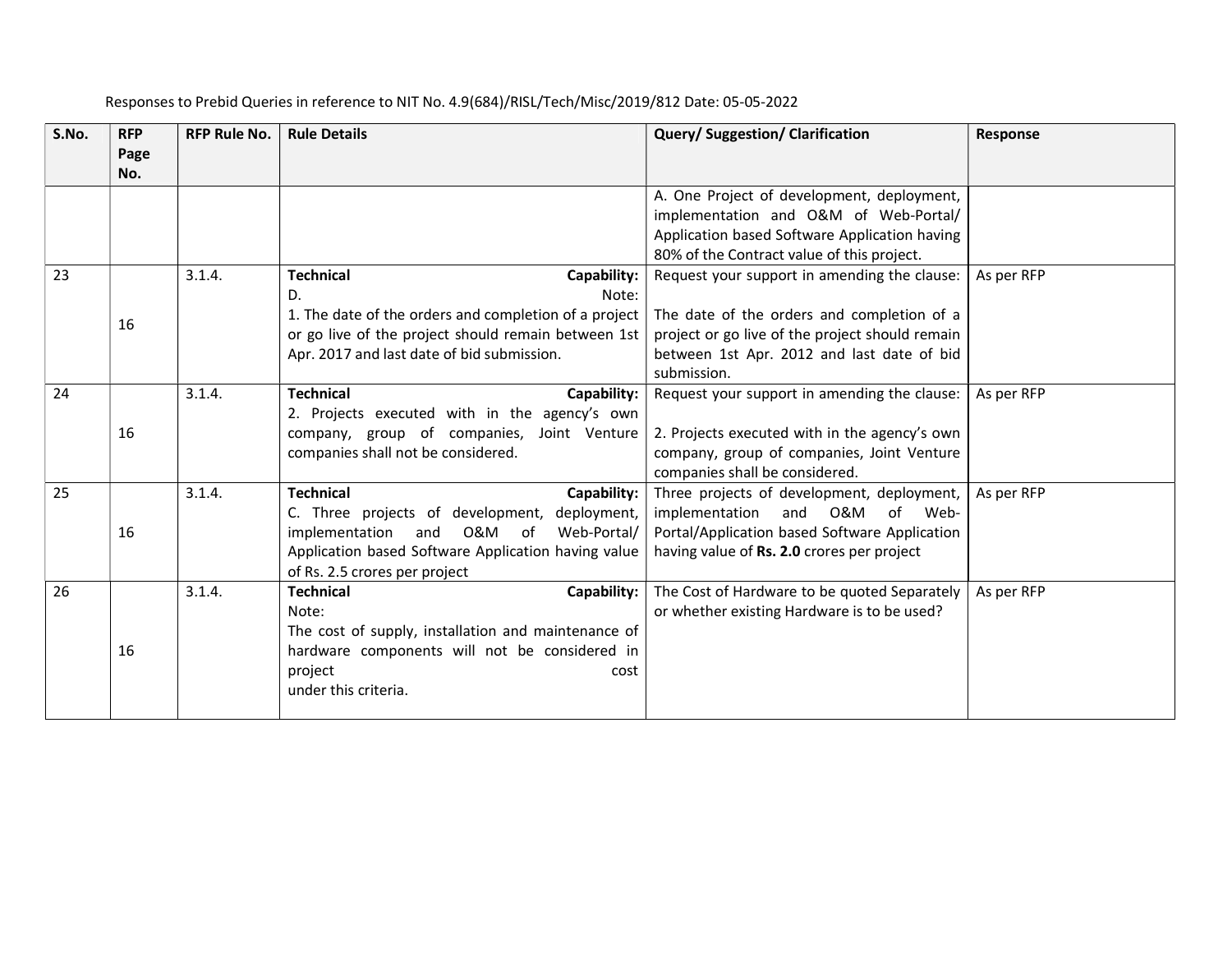Responses to Prebid Queries in reference to NIT No. 4.9(684)/RISL/Tech/Misc/2019/812 Date: 05-05-2022

| S.No. | RFP Page No. | RFP Rule No. | Rule Details | Query/ Suggestion/ Clarification | Response |
|---|---|---|---|---|---|
| | | | | A. One Project of development, deployment, implementation and O&M of Web-Portal/ Application based Software Application having 80% of the Contract value of this project. | |
| 23 | 16 | 3.1.4. | **Technical Capability:** D. Note: 1. The date of the orders and completion of a project or go live of the project should remain between 1st Apr. 2017 and last date of bid submission. | Request your support in amending the clause: The date of the orders and completion of a project or go live of the project should remain between 1st Apr. 2012 and last date of bid submission. | As per RFP |
| 24 | 16 | 3.1.4. | **Technical Capability:** 2. Projects executed with in the agency's own company, group of companies, Joint Venture companies shall not be considered. | Request your support in amending the clause: 2. Projects executed with in the agency's own company, group of companies, Joint Venture companies shall be considered. | As per RFP |
| 25 | 16 | 3.1.4. | **Technical Capability:** C. Three projects of development, deployment, implementation and O&M of Web-Portal/ Application based Software Application having value of Rs. 2.5 crores per project | Three projects of development, deployment, implementation and O&M of Web-Portal/Application based Software Application having value of **Rs. 2.0** crores per project | As per RFP |
| 26 | 16 | 3.1.4. | **Technical Capability:** Note: The cost of supply, installation and maintenance of hardware components will not be considered in project cost under this criteria. | The Cost of Hardware to be quoted Separately or whether existing Hardware is to be used? | As per RFP |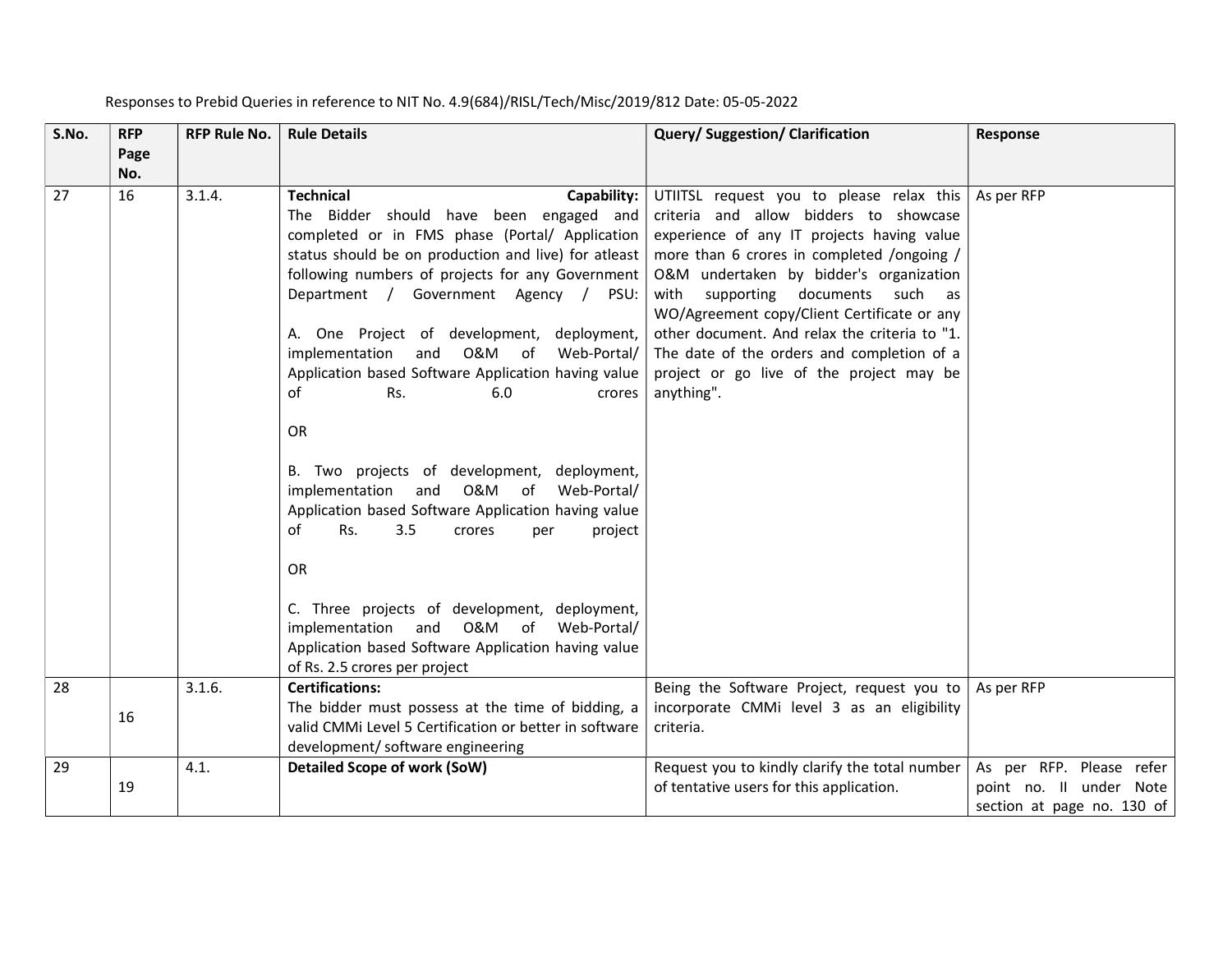Responses to Prebid Queries in reference to NIT No. 4.9(684)/RISL/Tech/Misc/2019/812 Date: 05-05-2022

| S.No. | RFP Page No. | RFP Rule No. | Rule Details | Query/ Suggestion/ Clarification | Response |
|---|---|---|---|---|---|
| 27 | 16 | 3.1.4. | **Technical Capability:** The Bidder should have been engaged and completed or in FMS phase (Portal/ Application status should be on production and live) for atleast following numbers of projects for any Government Department / Government Agency / PSU:<br><br>A. One Project of development, deployment, implementation and O&M of Web-Portal/ Application based Software Application having value of Rs. 6.0 crores<br><br>OR<br><br>B. Two projects of development, deployment, implementation and O&M of Web-Portal/ Application based Software Application having value of Rs. 3.5 crores per project<br><br>OR<br><br>C. Three projects of development, deployment, implementation and O&M of Web-Portal/ Application based Software Application having value of Rs. 2.5 crores per project | UTIITSL request you to please relax this criteria and allow bidders to showcase experience of any IT projects having value more than 6 crores in completed /ongoing / O&M undertaken by bidder's organization with supporting documents such as WO/Agreement copy/Client Certificate or any other document. And relax the criteria to "1. The date of the orders and completion of a project or go live of the project may be anything". | As per RFP |
| 28 | 16 | 3.1.6. | **Certifications:** The bidder must possess at the time of bidding, a valid CMMi Level 5 Certification or better in software development/ software engineering | Being the Software Project, request you to incorporate CMMi level 3 as an eligibility criteria. | As per RFP |
| 29 | 19 | 4.1. | **Detailed Scope of work (SoW)** | Request you to kindly clarify the total number of tentative users for this application. | As per RFP. Please refer point no. II under Note section at page no. 130 of |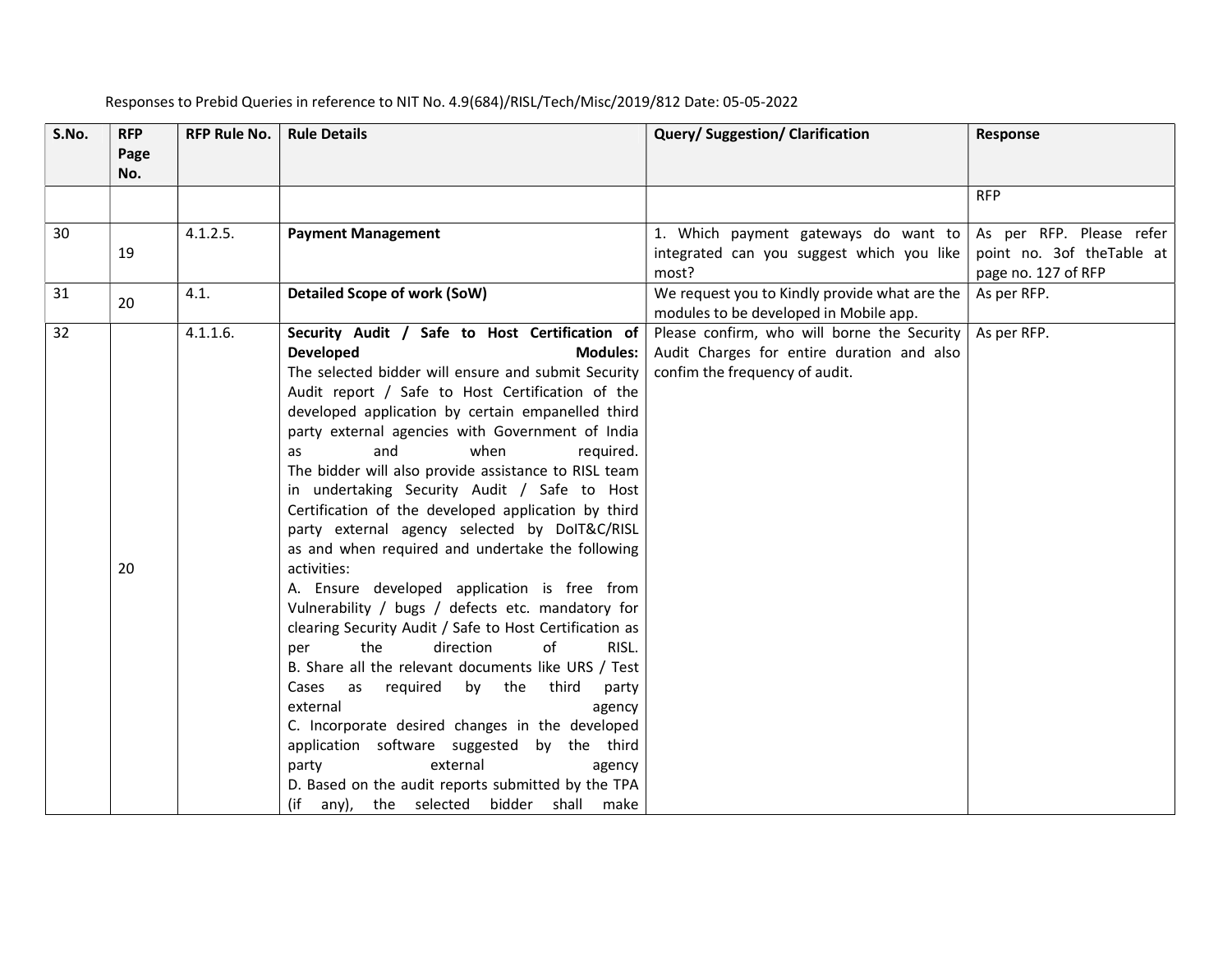Responses to Prebid Queries in reference to NIT No. 4.9(684)/RISL/Tech/Misc/2019/812 Date: 05-05-2022

| S.No. | RFP Page No. | RFP Rule No. | Rule Details | Query/ Suggestion/ Clarification | Response |
|---|---|---|---|---|---|
| | | | | | RFP |
| 30 | 19 | 4.1.2.5. | **Payment Management** | 1. Which payment gateways do want to integrated can you suggest which you like most? | As per RFP. Please refer point no. 3of theTable at page no. 127 of RFP |
| 31 | 20 | 4.1. | **Detailed Scope of work (SoW)** | We request you to Kindly provide what are the modules to be developed in Mobile app. | As per RFP. |
| 32 | 20 | 4.1.1.6. | **Security Audit / Safe to Host Certification of Developed Modules:** The selected bidder will ensure and submit Security Audit report / Safe to Host Certification of the developed application by certain empanelled third party external agencies with Government of India as and when required. The bidder will also provide assistance to RISL team in undertaking Security Audit / Safe to Host Certification of the developed application by third party external agency selected by DoIT&C/RISL as and when required and undertake the following activities: A. Ensure developed application is free from Vulnerability / bugs / defects etc. mandatory for clearing Security Audit / Safe to Host Certification as per the direction of RISL. B. Share all the relevant documents like URS / Test Cases as required by the third party external agency C. Incorporate desired changes in the developed application software suggested by the third party external agency D. Based on the audit reports submitted by the TPA (if any), the selected bidder shall make | Please confirm, who will borne the Security Audit Charges for entire duration and also confim the frequency of audit. | As per RFP. |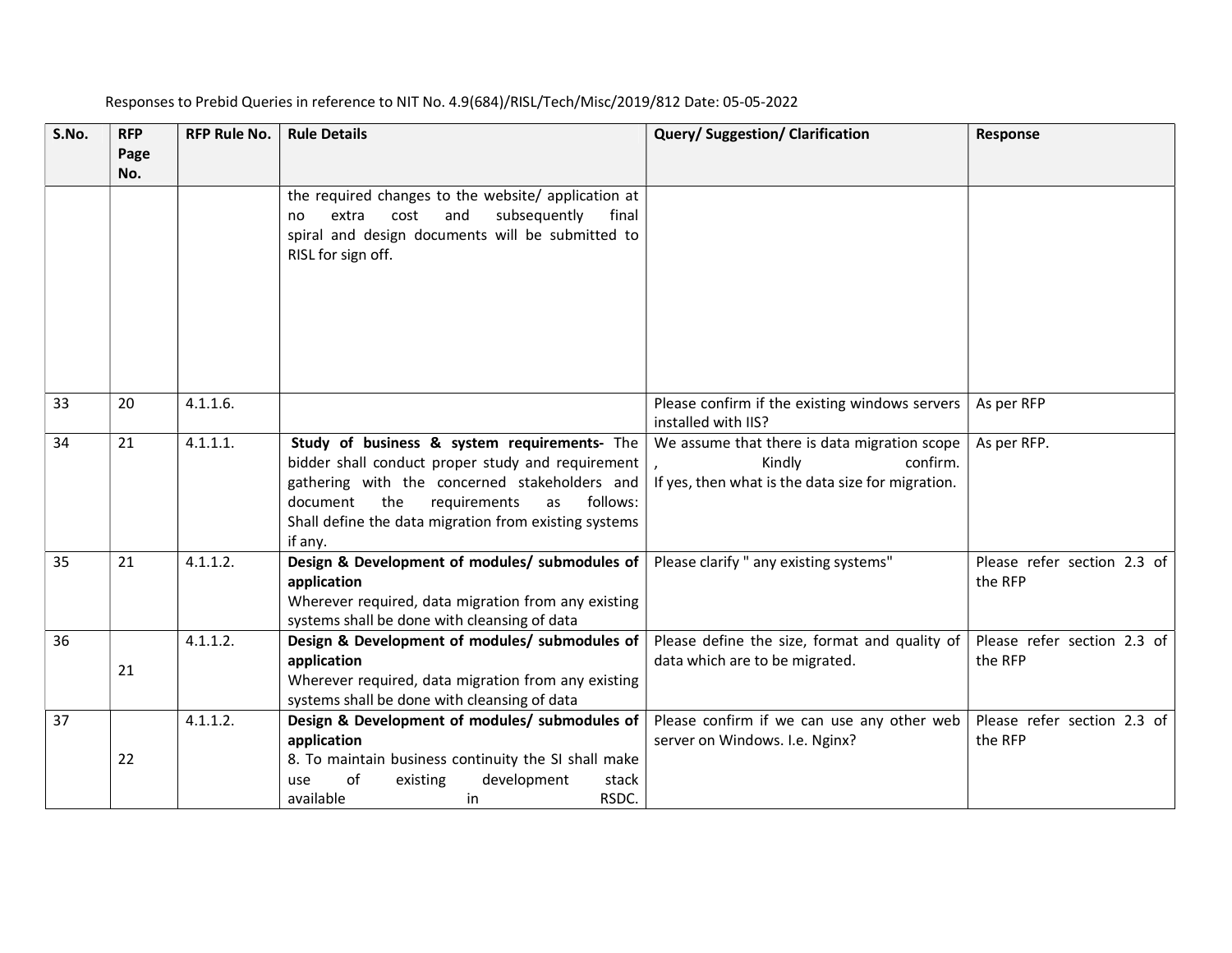Responses to Prebid Queries in reference to NIT No. 4.9(684)/RISL/Tech/Misc/2019/812 Date: 05-05-2022

| S.No. | RFP Page No. | RFP Rule No. | Rule Details | Query/ Suggestion/ Clarification | Response |
|---|---|---|---|---|---|
| | | | the required changes to the website/ application at no extra cost and subsequently final spiral and design documents will be submitted to RISL for sign off. | | |
| 33 | 20 | 4.1.1.6. | | Please confirm if the existing windows servers installed with IIS? | As per RFP |
| 34 | 21 | 4.1.1.1. | **Study of business & system requirements-** The bidder shall conduct proper study and requirement gathering with the concerned stakeholders and document the requirements as follows: Shall define the data migration from existing systems if any. | We assume that there is data migration scope , Kindly confirm. If yes, then what is the data size for migration. | As per RFP. |
| 35 | 21 | 4.1.1.2. | **Design & Development of modules/ submodules of application** Wherever required, data migration from any existing systems shall be done with cleansing of data | Please clarify " any existing systems" | Please refer section 2.3 of the RFP |
| 36 | 21 | 4.1.1.2. | **Design & Development of modules/ submodules of application** Wherever required, data migration from any existing systems shall be done with cleansing of data | Please define the size, format and quality of data which are to be migrated. | Please refer section 2.3 of the RFP |
| 37 | 22 | 4.1.1.2. | **Design & Development of modules/ submodules of application** 8. To maintain business continuity the SI shall make use of existing development stack available in RSDC. | Please confirm if we can use any other web server on Windows. I.e. Nginx? | Please refer section 2.3 of the RFP |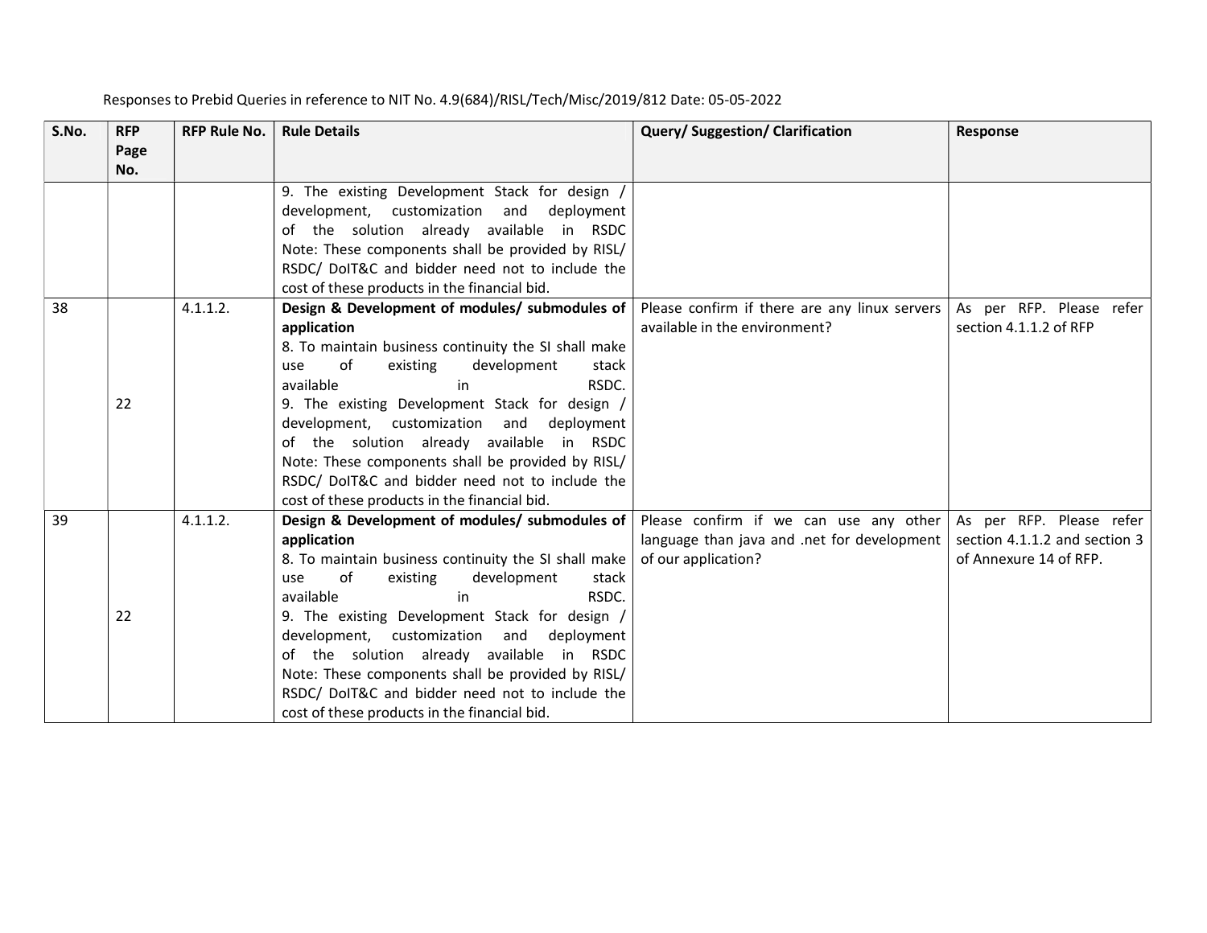Responses to Prebid Queries in reference to NIT No. 4.9(684)/RISL/Tech/Misc/2019/812 Date: 05-05-2022

| S.No. | RFP Page No. | RFP Rule No. | Rule Details | Query/ Suggestion/ Clarification | Response |
|---|---|---|---|---|---|
| | | | 9. The existing Development Stack for design / development, customization and deployment of the solution already available in RSDC<br>Note: These components shall be provided by RISL/ RSDC/ DoIT&C and bidder need not to include the cost of these products in the financial bid. | | |
| 38 | 22 | 4.1.1.2. | **Design & Development of modules/ submodules of application**<br>8. To maintain business continuity the SI shall make use of existing development stack available in RSDC.<br>9. The existing Development Stack for design / development, customization and deployment of the solution already available in RSDC<br>Note: These components shall be provided by RISL/ RSDC/ DoIT&C and bidder need not to include the cost of these products in the financial bid. | Please confirm if there are any linux servers available in the environment? | As per RFP. Please refer section 4.1.1.2 of RFP |
| 39 | 22 | 4.1.1.2. | **Design & Development of modules/ submodules of application**<br>8. To maintain business continuity the SI shall make use of existing development stack available in RSDC.<br>9. The existing Development Stack for design / development, customization and deployment of the solution already available in RSDC<br>Note: These components shall be provided by RISL/ RSDC/ DoIT&C and bidder need not to include the cost of these products in the financial bid. | Please confirm if we can use any other language than java and .net for development of our application? | As per RFP. Please refer section 4.1.1.2 and section 3 of Annexure 14 of RFP. |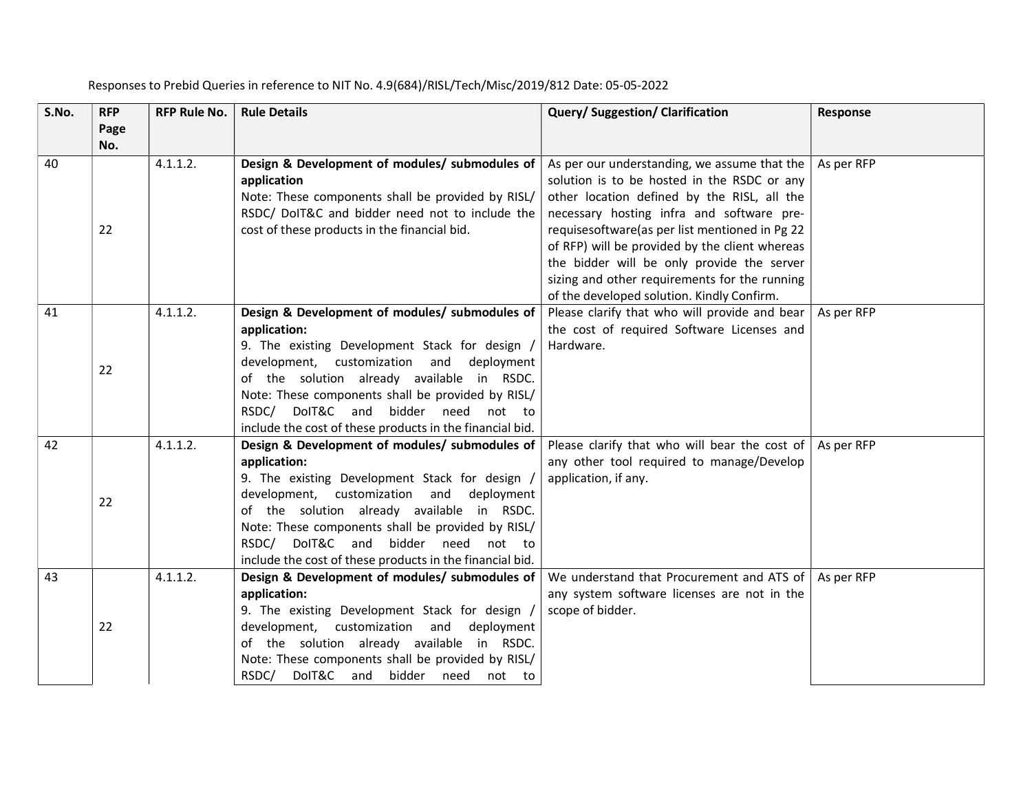Responses to Prebid Queries in reference to NIT No. 4.9(684)/RISL/Tech/Misc/2019/812 Date: 05-05-2022

| S.No. | RFP Page No. | RFP Rule No. | Rule Details | Query/ Suggestion/ Clarification | Response |
|---|---|---|---|---|---|
| 40 | 22 | 4.1.1.2. | **Design & Development of modules/ submodules of application**<br>Note: These components shall be provided by RISL/ RSDC/ DoIT&C and bidder need not to include the cost of these products in the financial bid. | As per our understanding, we assume that the solution is to be hosted in the RSDC or any other location defined by the RISL, all the necessary hosting infra and software pre-requisesoftware(as per list mentioned in Pg 22 of RFP) will be provided by the client whereas the bidder will be only provide the server sizing and other requirements for the running of the developed solution. Kindly Confirm. | As per RFP |
| 41 | 22 | 4.1.1.2. | **Design & Development of modules/ submodules of application:**<br>9. The existing Development Stack for design / development, customization and deployment of the solution already available in RSDC.<br>Note: These components shall be provided by RISL/ RSDC/ DoIT&C and bidder need not to include the cost of these products in the financial bid. | Please clarify that who will provide and bear the cost of required Software Licenses and Hardware. | As per RFP |
| 42 | 22 | 4.1.1.2. | **Design & Development of modules/ submodules of application:**<br>9. The existing Development Stack for design / development, customization and deployment of the solution already available in RSDC.<br>Note: These components shall be provided by RISL/ RSDC/ DoIT&C and bidder need not to include the cost of these products in the financial bid. | Please clarify that who will bear the cost of any other tool required to manage/Develop application, if any. | As per RFP |
| 43 | 22 | 4.1.1.2. | **Design & Development of modules/ submodules of application:**<br>9. The existing Development Stack for design / development, customization and deployment of the solution already available in RSDC.<br>Note: These components shall be provided by RISL/ RSDC/ DoIT&C and bidder need not to | We understand that Procurement and ATS of any system software licenses are not in the scope of bidder. | As per RFP |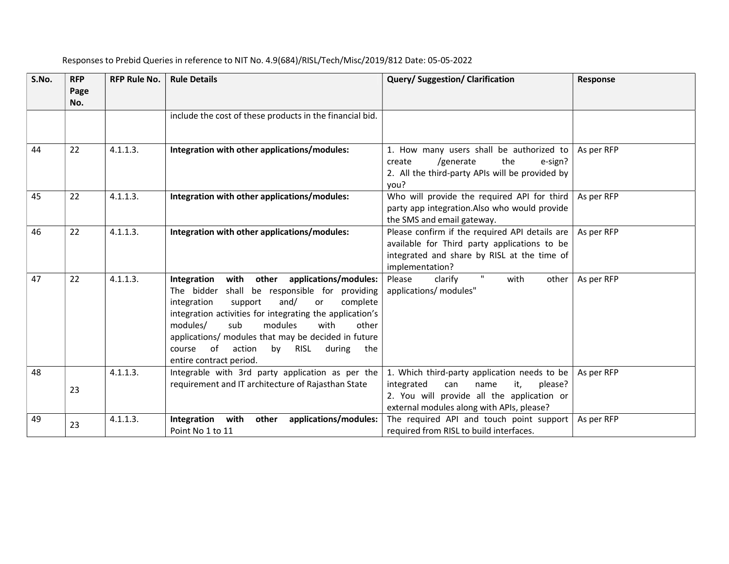Responses to Prebid Queries in reference to NIT No. 4.9(684)/RISL/Tech/Misc/2019/812 Date: 05-05-2022

| S.No. | RFP Page No. | RFP Rule No. | Rule Details | Query/ Suggestion/ Clarification | Response |
|---|---|---|---|---|---|
| | | | include the cost of these products in the financial bid. | | |
| 44 | 22 | 4.1.1.3. | **Integration with other applications/modules:** | 1. How many users shall be authorized to create /generate the e-sign?<br>2. All the third-party APIs will be provided by you? | As per RFP |
| 45 | 22 | 4.1.1.3. | **Integration with other applications/modules:** | Who will provide the required API for third party app integration.Also who would provide the SMS and email gateway. | As per RFP |
| 46 | 22 | 4.1.1.3. | **Integration with other applications/modules:** | Please confirm if the required API details are available for Third party applications to be integrated and share by RISL at the time of implementation? | As per RFP |
| 47 | 22 | 4.1.1.3. | **Integration with other applications/modules:** The bidder shall be responsible for providing integration support and/ or complete integration activities for integrating the application's modules/ sub modules with other applications/ modules that may be decided in future course of action by RISL during the entire contract period. | Please clarify " with other applications/ modules" | As per RFP |
| 48 | 23 | 4.1.1.3. | Integrable with 3rd party application as per the requirement and IT architecture of Rajasthan State | 1. Which third-party application needs to be integrated can name it, please?<br>2. You will provide all the application or external modules along with APIs, please? | As per RFP |
| 49 | 23 | 4.1.1.3. | **Integration with other applications/modules:** Point No 1 to 11 | The required API and touch point support required from RISL to build interfaces. | As per RFP |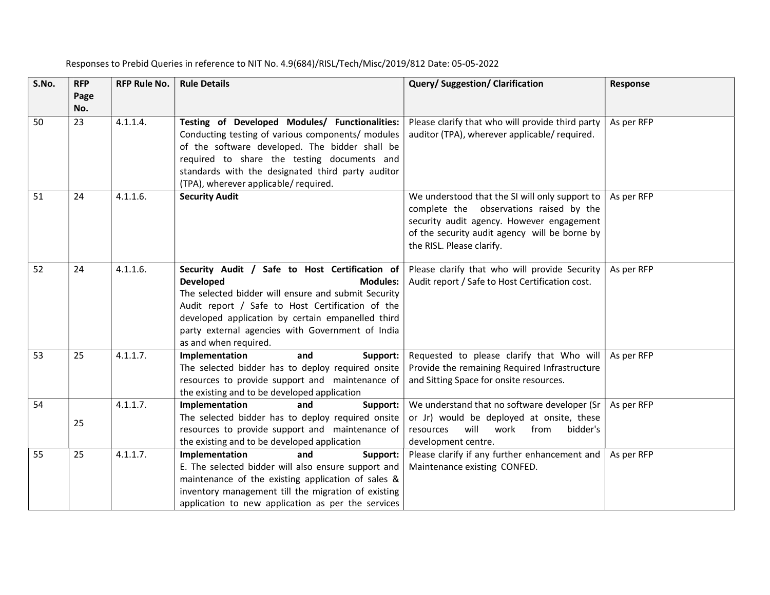Responses to Prebid Queries in reference to NIT No. 4.9(684)/RISL/Tech/Misc/2019/812 Date: 05-05-2022

| S.No. | RFP Page No. | RFP Rule No. | Rule Details | Query/ Suggestion/ Clarification | Response |
|---|---|---|---|---|---|
| 50 | 23 | 4.1.1.4. | **Testing of Developed Modules/ Functionalities:** Conducting testing of various components/ modules of the software developed. The bidder shall be required to share the testing documents and standards with the designated third party auditor (TPA), wherever applicable/ required. | Please clarify that who will provide third party auditor (TPA), wherever applicable/ required. | As per RFP |
| 51 | 24 | 4.1.1.6. | **Security Audit** | We understood that the SI will only support to complete the observations raised by the security audit agency. However engagement of the security audit agency will be borne by the RISL. Please clarify. | As per RFP |
| 52 | 24 | 4.1.1.6. | **Security Audit / Safe to Host Certification of Developed Modules:** The selected bidder will ensure and submit Security Audit report / Safe to Host Certification of the developed application by certain empanelled third party external agencies with Government of India as and when required. | Please clarify that who will provide Security Audit report / Safe to Host Certification cost. | As per RFP |
| 53 | 25 | 4.1.1.7. | **Implementation and Support:** The selected bidder has to deploy required onsite resources to provide support and maintenance of the existing and to be developed application | Requested to please clarify that Who will Provide the remaining Required Infrastructure and Sitting Space for onsite resources. | As per RFP |
| 54 | 25 | 4.1.1.7. | **Implementation and Support:** The selected bidder has to deploy required onsite resources to provide support and maintenance of the existing and to be developed application | We understand that no software developer (Sr or Jr) would be deployed at onsite, these resources will work from bidder's development centre. | As per RFP |
| 55 | 25 | 4.1.1.7. | **Implementation and Support:** E. The selected bidder will also ensure support and maintenance of the existing application of sales & inventory management till the migration of existing application to new application as per the services | Please clarify if any further enhancement and Maintenance existing CONFED. | As per RFP |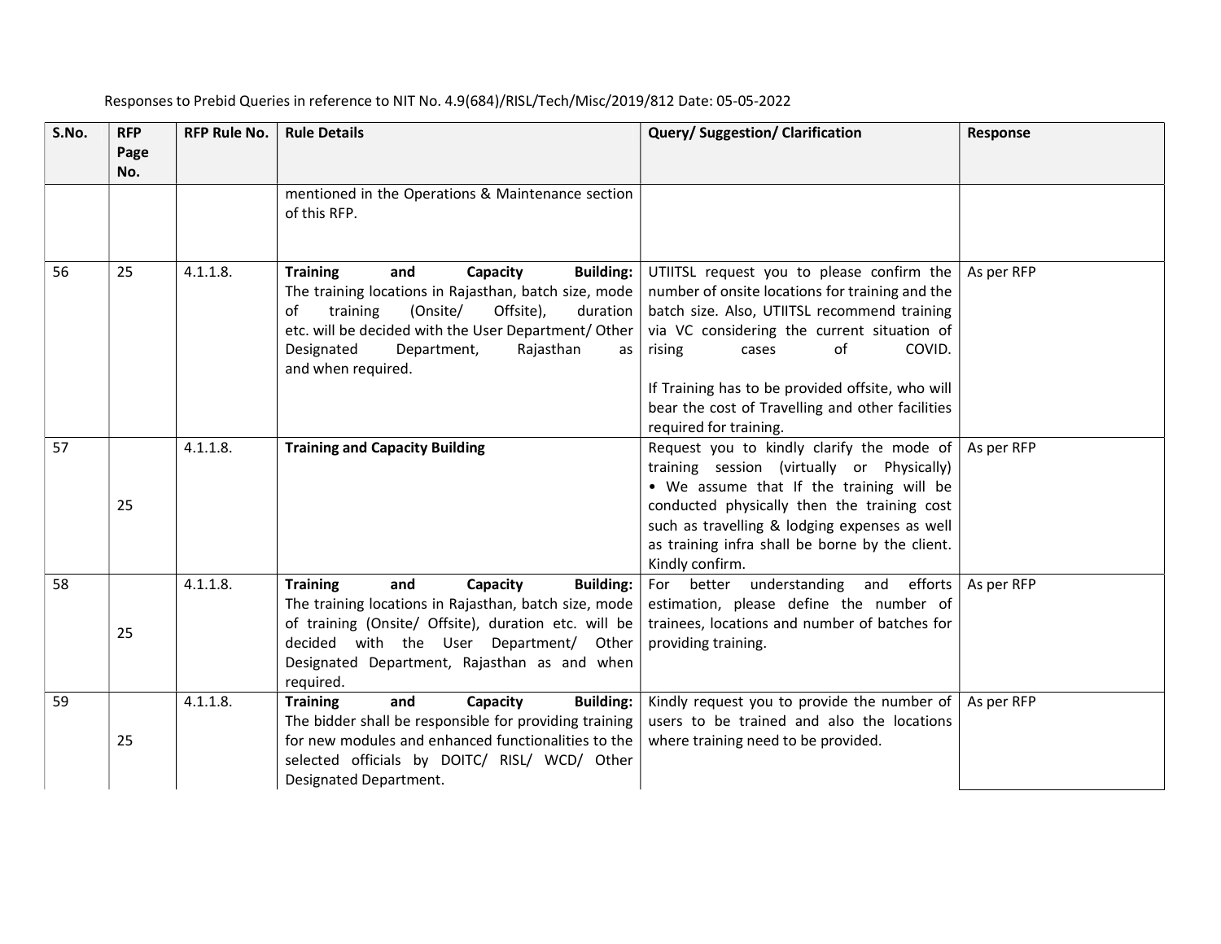Responses to Prebid Queries in reference to NIT No. 4.9(684)/RISL/Tech/Misc/2019/812 Date: 05-05-2022

| S.No. | RFP Page No. | RFP Rule No. | Rule Details | Query/ Suggestion/ Clarification | Response |
|---|---|---|---|---|---|
| | | | mentioned in the Operations & Maintenance section of this RFP. | | |
| 56 | 25 | 4.1.1.8. | **Training and Capacity Building:** The training locations in Rajasthan, batch size, mode of training (Onsite/ Offsite), duration etc. will be decided with the User Department/ Other Designated Department, Rajasthan as and when required. | UTIITSL request you to please confirm the number of onsite locations for training and the batch size. Also, UTIITSL recommend training via VC considering the current situation of rising cases of COVID.<br><br>If Training has to be provided offsite, who will bear the cost of Travelling and other facilities required for training. | As per RFP |
| 57 | 25 | 4.1.1.8. | **Training and Capacity Building** | Request you to kindly clarify the mode of training session (virtually or Physically)<br>• We assume that If the training will be conducted physically then the training cost such as travelling & lodging expenses as well as training infra shall be borne by the client. Kindly confirm. | As per RFP |
| 58 | 25 | 4.1.1.8. | **Training and Capacity Building:** The training locations in Rajasthan, batch size, mode of training (Onsite/ Offsite), duration etc. will be decided with the User Department/ Other Designated Department, Rajasthan as and when required. | For better understanding and efforts estimation, please define the number of trainees, locations and number of batches for providing training. | As per RFP |
| 59 | 25 | 4.1.1.8. | **Training and Capacity Building:** The bidder shall be responsible for providing training for new modules and enhanced functionalities to the selected officials by DOITC/ RISL/ WCD/ Other Designated Department. | Kindly request you to provide the number of users to be trained and also the locations where training need to be provided. | As per RFP |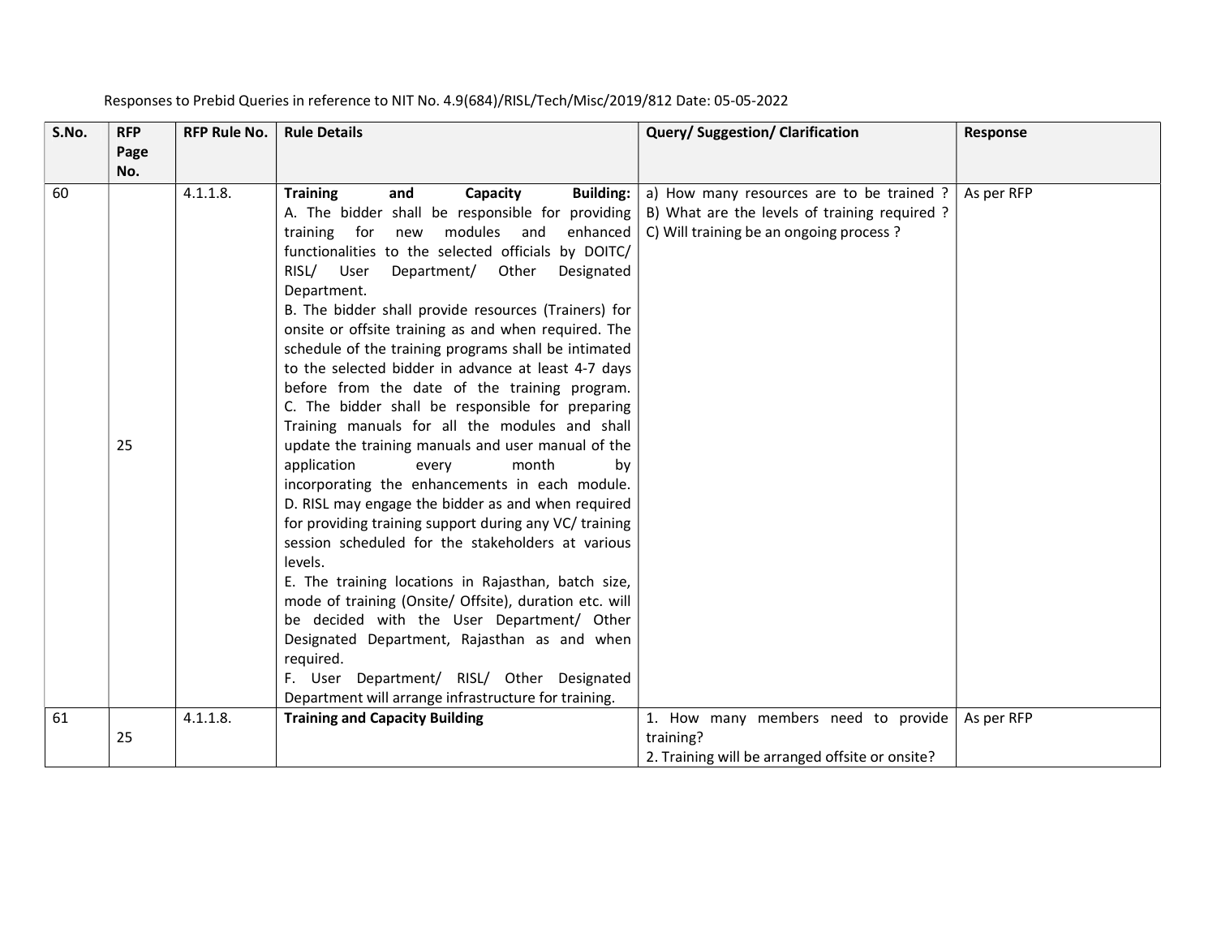Responses to Prebid Queries in reference to NIT No. 4.9(684)/RISL/Tech/Misc/2019/812 Date: 05-05-2022

| S.No. | RFP Page No. | RFP Rule No. | Rule Details | Query/ Suggestion/ Clarification | Response |
|---|---|---|---|---|---|
| 60 | 25 | 4.1.1.8. | **Training and Capacity Building:** A. The bidder shall be responsible for providing training for new modules and enhanced functionalities to the selected officials by DOITC/ RISL/ User Department/ Other Designated Department. B. The bidder shall provide resources (Trainers) for onsite or offsite training as and when required. The schedule of the training programs shall be intimated to the selected bidder in advance at least 4-7 days before from the date of the training program. C. The bidder shall be responsible for preparing Training manuals for all the modules and shall update the training manuals and user manual of the application every month by incorporating the enhancements in each module. D. RISL may engage the bidder as and when required for providing training support during any VC/ training session scheduled for the stakeholders at various levels. E. The training locations in Rajasthan, batch size, mode of training (Onsite/ Offsite), duration etc. will be decided with the User Department/ Other Designated Department, Rajasthan as and when required. F. User Department/ RISL/ Other Designated Department will arrange infrastructure for training. | a) How many resources are to be trained ? B) What are the levels of training required ? C) Will training be an ongoing process ? | As per RFP |
| 61 | 25 | 4.1.1.8. | **Training and Capacity Building** | 1. How many members need to provide training? 2. Training will be arranged offsite or onsite? | As per RFP |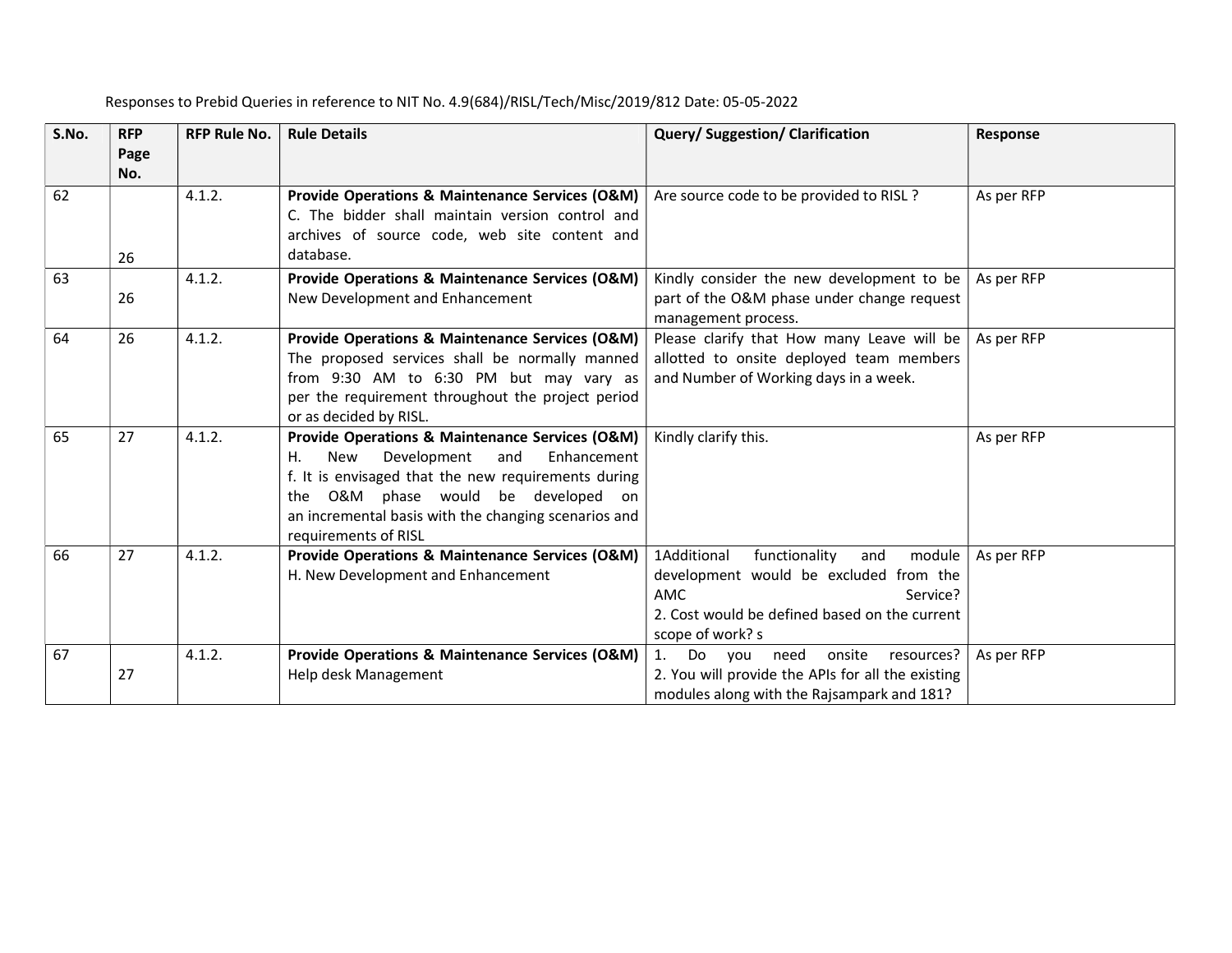Responses to Prebid Queries in reference to NIT No. 4.9(684)/RISL/Tech/Misc/2019/812 Date: 05-05-2022

| S.No. | RFP Page No. | RFP Rule No. | Rule Details | Query/ Suggestion/ Clarification | Response |
|---|---|---|---|---|---|
| 62 | 26 | 4.1.2. | **Provide Operations & Maintenance Services (O&M)** C. The bidder shall maintain version control and archives of source code, web site content and database. | Are source code to be provided to RISL ? | As per RFP |
| 63 | 26 | 4.1.2. | **Provide Operations & Maintenance Services (O&M)** New Development and Enhancement | Kindly consider the new development to be part of the O&M phase under change request management process. | As per RFP |
| 64 | 26 | 4.1.2. | **Provide Operations & Maintenance Services (O&M)** The proposed services shall be normally manned from 9:30 AM to 6:30 PM but may vary as per the requirement throughout the project period or as decided by RISL. | Please clarify that How many Leave will be allotted to onsite deployed team members and Number of Working days in a week. | As per RFP |
| 65 | 27 | 4.1.2. | **Provide Operations & Maintenance Services (O&M)** H. New Development and Enhancement f. It is envisaged that the new requirements during the O&M phase would be developed on an incremental basis with the changing scenarios and requirements of RISL | Kindly clarify this. | As per RFP |
| 66 | 27 | 4.1.2. | **Provide Operations & Maintenance Services (O&M)** H. New Development and Enhancement | 1Additional functionality and module development would be excluded from the AMC Service? 2. Cost would be defined based on the current scope of work? s | As per RFP |
| 67 | 27 | 4.1.2. | **Provide Operations & Maintenance Services (O&M)** Help desk Management | 1. Do you need onsite resources? 2. You will provide the APIs for all the existing modules along with the Rajsampark and 181? | As per RFP |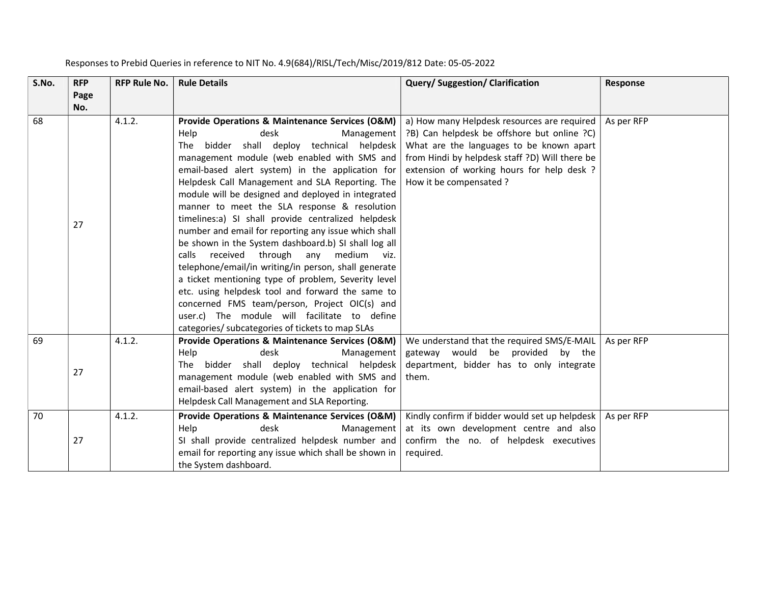Responses to Prebid Queries in reference to NIT No. 4.9(684)/RISL/Tech/Misc/2019/812 Date: 05-05-2022

| S.No. | RFP Page No. | RFP Rule No. | Rule Details | Query/ Suggestion/ Clarification | Response |
|---|---|---|---|---|---|
| 68 | 27 | 4.1.2. | **Provide Operations & Maintenance Services (O&M)** Help desk Management The bidder shall deploy technical helpdesk management module (web enabled with SMS and email-based alert system) in the application for Helpdesk Call Management and SLA Reporting. The module will be designed and deployed in integrated manner to meet the SLA response & resolution timelines:a) SI shall provide centralized helpdesk number and email for reporting any issue which shall be shown in the System dashboard.b) SI shall log all calls received through any medium viz. telephone/email/in writing/in person, shall generate a ticket mentioning type of problem, Severity level etc. using helpdesk tool and forward the same to concerned FMS team/person, Project OIC(s) and user.c) The module will facilitate to define categories/ subcategories of tickets to map SLAs | a) How many Helpdesk resources are required ?B) Can helpdesk be offshore but online ?C) What are the languages to be known apart from Hindi by helpdesk staff ?D) Will there be extension of working hours for help desk ? How it be compensated ? | As per RFP |
| 69 | 27 | 4.1.2. | **Provide Operations & Maintenance Services (O&M)** Help desk Management The bidder shall deploy technical helpdesk management module (web enabled with SMS and email-based alert system) in the application for Helpdesk Call Management and SLA Reporting. | We understand that the required SMS/E-MAIL gateway would be provided by the department, bidder has to only integrate them. | As per RFP |
| 70 | 27 | 4.1.2. | **Provide Operations & Maintenance Services (O&M)** Help desk Management SI shall provide centralized helpdesk number and email for reporting any issue which shall be shown in the System dashboard. | Kindly confirm if bidder would set up helpdesk at its own development centre and also confirm the no. of helpdesk executives required. | As per RFP |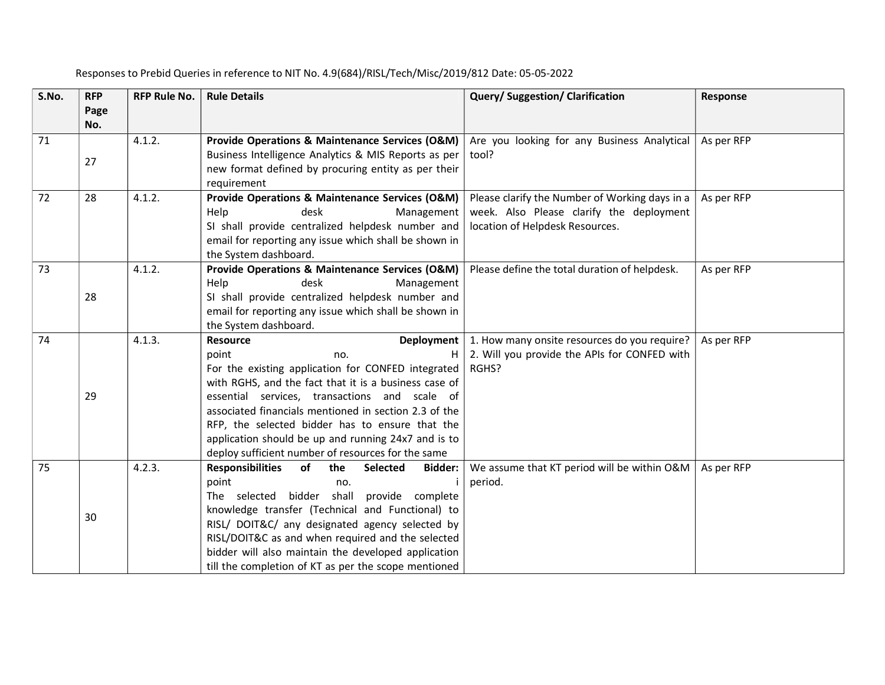Responses to Prebid Queries in reference to NIT No. 4.9(684)/RISL/Tech/Misc/2019/812 Date: 05-05-2022

| S.No. | RFP Page No. | RFP Rule No. | Rule Details | Query/ Suggestion/ Clarification | Response |
|---|---|---|---|---|---|
| 71 | 27 | 4.1.2. | **Provide Operations & Maintenance Services (O&M)** Business Intelligence Analytics & MIS Reports as per new format defined by procuring entity as per their requirement | Are you looking for any Business Analytical tool? | As per RFP |
| 72 | 28 | 4.1.2. | **Provide Operations & Maintenance Services (O&M)** Help desk Management SI shall provide centralized helpdesk number and email for reporting any issue which shall be shown in the System dashboard. | Please clarify the Number of Working days in a week. Also Please clarify the deployment location of Helpdesk Resources. | As per RFP |
| 73 | 28 | 4.1.2. | **Provide Operations & Maintenance Services (O&M)** Help desk Management SI shall provide centralized helpdesk number and email for reporting any issue which shall be shown in the System dashboard. | Please define the total duration of helpdesk. | As per RFP |
| 74 | 29 | 4.1.3. | **Resource Deployment** point no. H For the existing application for CONFED integrated with RGHS, and the fact that it is a business case of essential services, transactions and scale of associated financials mentioned in section 2.3 of the RFP, the selected bidder has to ensure that the application should be up and running 24x7 and is to deploy sufficient number of resources for the same | 1. How many onsite resources do you require? 2. Will you provide the APIs for CONFED with RGHS? | As per RFP |
| 75 | 30 | 4.2.3. | **Responsibilities of the Selected Bidder:** point no. i The selected bidder shall provide complete knowledge transfer (Technical and Functional) to RISL/ DOIT&C/ any designated agency selected by RISL/DOIT&C as and when required and the selected bidder will also maintain the developed application till the completion of KT as per the scope mentioned | We assume that KT period will be within O&M period. | As per RFP |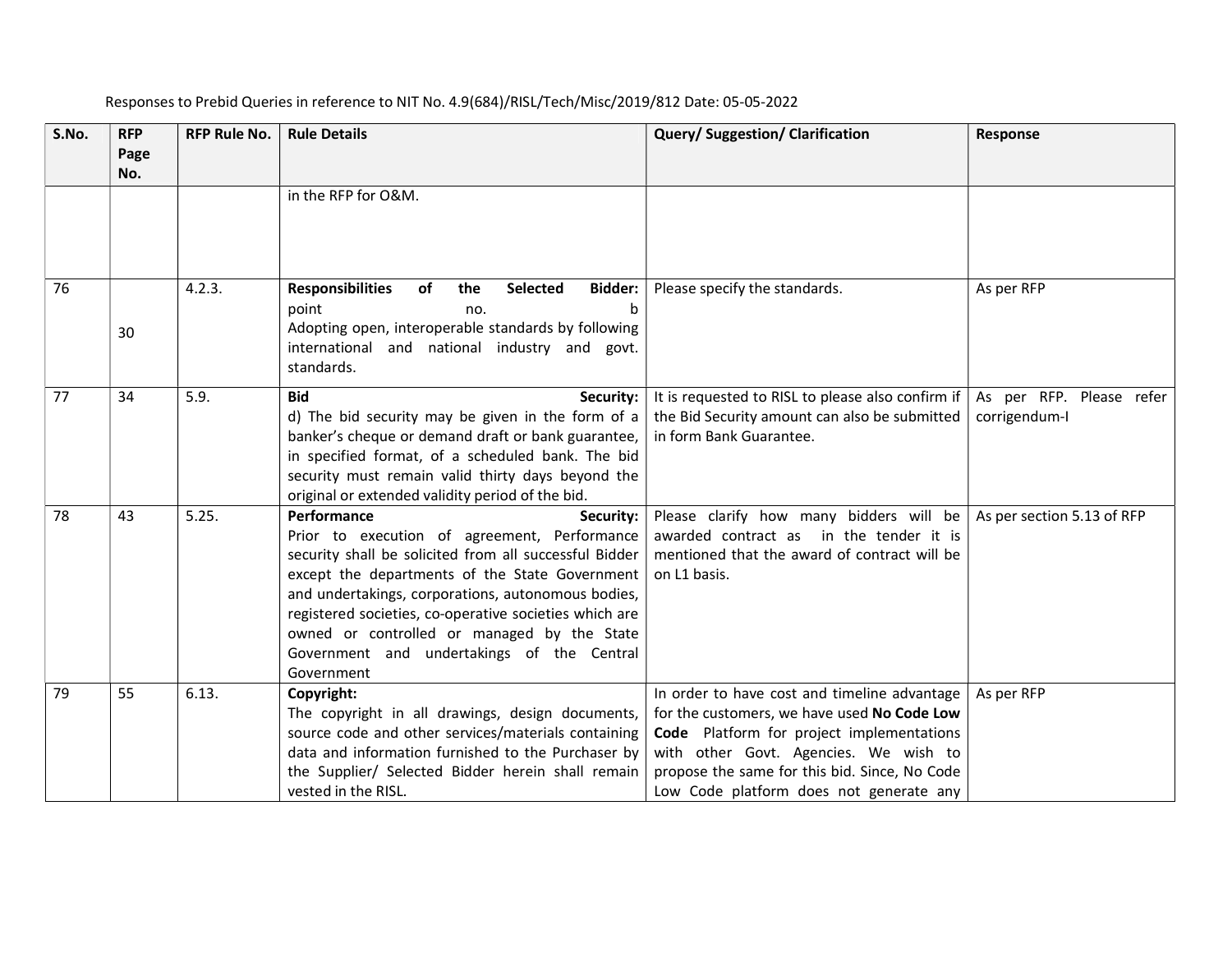Responses to Prebid Queries in reference to NIT No. 4.9(684)/RISL/Tech/Misc/2019/812 Date: 05-05-2022

| S.No. | RFP Page No. | RFP Rule No. | Rule Details | Query/ Suggestion/ Clarification | Response |
|---|---|---|---|---|---|
| | | | in the RFP for O&M. | | |
| 76 | 30 | 4.2.3. | **Responsibilities of the Selected Bidder:** point no. b Adopting open, interoperable standards by following international and national industry and govt. standards. | Please specify the standards. | As per RFP |
| 77 | 34 | 5.9. | **Bid Security:** d) The bid security may be given in the form of a banker's cheque or demand draft or bank guarantee, in specified format, of a scheduled bank. The bid security must remain valid thirty days beyond the original or extended validity period of the bid. | It is requested to RISL to please also confirm if the Bid Security amount can also be submitted in form Bank Guarantee. | As per RFP. Please refer corrigendum-I |
| 78 | 43 | 5.25. | **Performance Security:** Prior to execution of agreement, Performance security shall be solicited from all successful Bidder except the departments of the State Government and undertakings, corporations, autonomous bodies, registered societies, co-operative societies which are owned or controlled or managed by the State Government and undertakings of the Central Government | Please clarify how many bidders will be awarded contract as in the tender it is mentioned that the award of contract will be on L1 basis. | As per section 5.13 of RFP |
| 79 | 55 | 6.13. | **Copyright:** The copyright in all drawings, design documents, source code and other services/materials containing data and information furnished to the Purchaser by the Supplier/ Selected Bidder herein shall remain vested in the RISL. | In order to have cost and timeline advantage for the customers, we have used **No Code Low Code** Platform for project implementations with other Govt. Agencies. We wish to propose the same for this bid. Since, No Code Low Code platform does not generate any | As per RFP |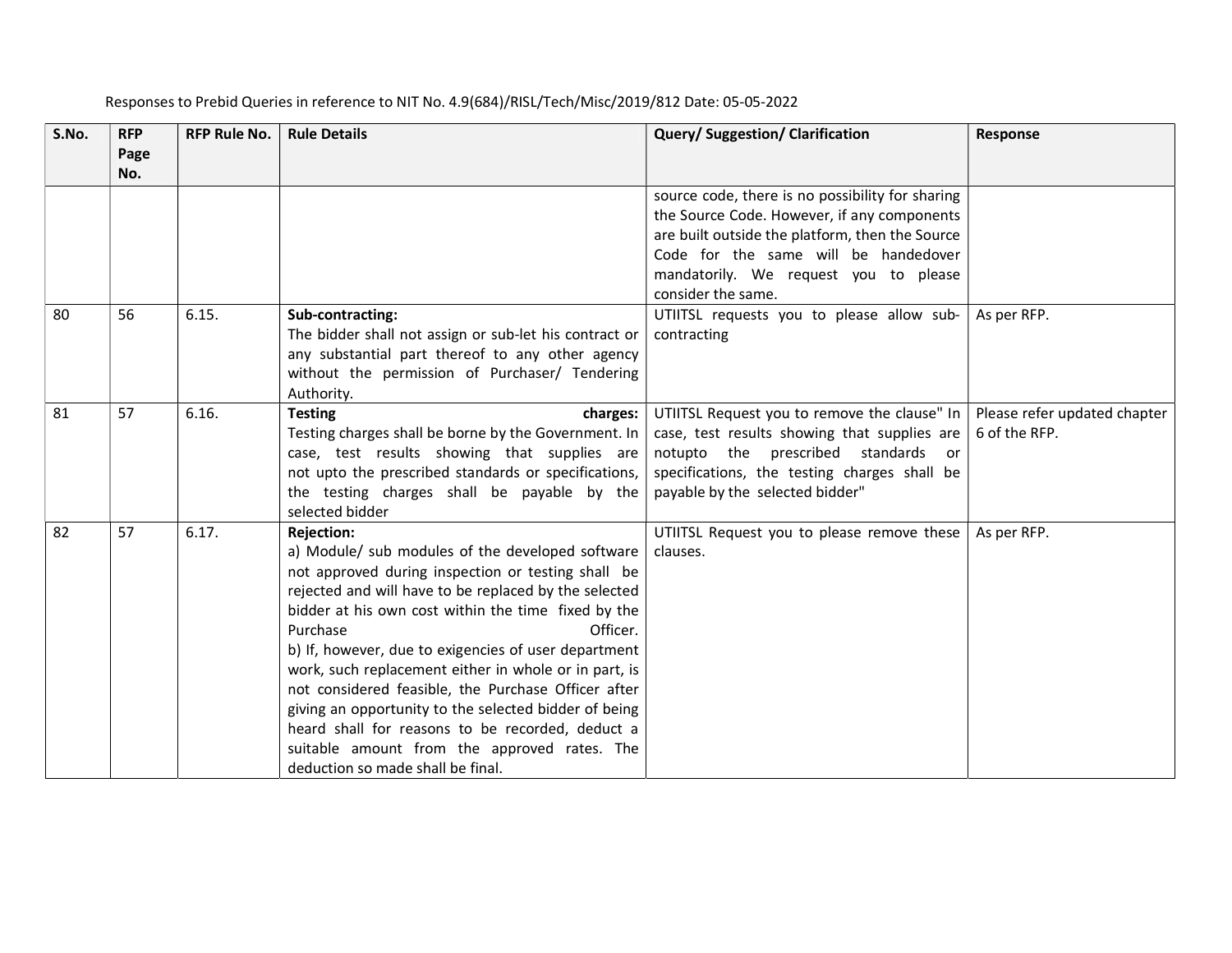Responses to Prebid Queries in reference to NIT No. 4.9(684)/RISL/Tech/Misc/2019/812 Date: 05-05-2022

| S.No. | RFP Page No. | RFP Rule No. | Rule Details | Query/ Suggestion/ Clarification | Response |
|---|---|---|---|---|---|
| | | | | source code, there is no possibility for sharing the Source Code. However, if any components are built outside the platform, then the Source Code for the same will be handedover mandatorily. We request you to please consider the same. | |
| 80 | 56 | 6.15. | **Sub-contracting:** The bidder shall not assign or sub-let his contract or any substantial part thereof to any other agency without the permission of Purchaser/ Tendering Authority. | UTIITSL requests you to please allow sub-contracting | As per RFP. |
| 81 | 57 | 6.16. | **Testing charges:** Testing charges shall be borne by the Government. In case, test results showing that supplies are not upto the prescribed standards or specifications, the testing charges shall be payable by the selected bidder | UTIITSL Request you to remove the clause" In case, test results showing that supplies are notupto the prescribed standards or specifications, the testing charges shall be payable by the selected bidder" | Please refer updated chapter 6 of the RFP. |
| 82 | 57 | 6.17. | **Rejection:** a) Module/ sub modules of the developed software not approved during inspection or testing shall be rejected and will have to be replaced by the selected bidder at his own cost within the time fixed by the Purchase Officer. b) If, however, due to exigencies of user department work, such replacement either in whole or in part, is not considered feasible, the Purchase Officer after giving an opportunity to the selected bidder of being heard shall for reasons to be recorded, deduct a suitable amount from the approved rates. The deduction so made shall be final. | UTIITSL Request you to please remove these clauses. | As per RFP. |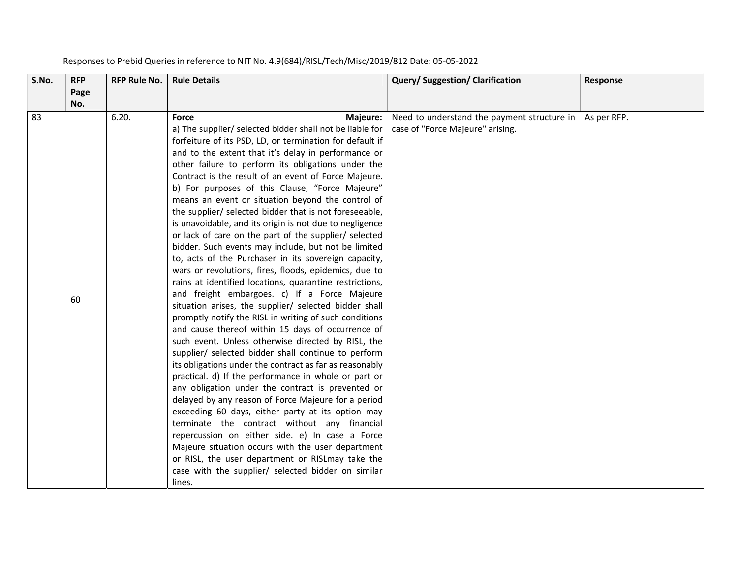Responses to Prebid Queries in reference to NIT No. 4.9(684)/RISL/Tech/Misc/2019/812 Date: 05-05-2022

| S.No. | RFP Page No. | RFP Rule No. | Rule Details | Query/ Suggestion/ Clarification | Response |
|---|---|---|---|---|---|
| 83 | 60 | 6.20. | **Force Majeure:** a) The supplier/ selected bidder shall not be liable for forfeiture of its PSD, LD, or termination for default if and to the extent that it's delay in performance or other failure to perform its obligations under the Contract is the result of an event of Force Majeure. b) For purposes of this Clause, "Force Majeure" means an event or situation beyond the control of the supplier/ selected bidder that is not foreseeable, is unavoidable, and its origin is not due to negligence or lack of care on the part of the supplier/ selected bidder. Such events may include, but not be limited to, acts of the Purchaser in its sovereign capacity, wars or revolutions, fires, floods, epidemics, due to rains at identified locations, quarantine restrictions, and freight embargoes. c) If a Force Majeure situation arises, the supplier/ selected bidder shall promptly notify the RISL in writing of such conditions and cause thereof within 15 days of occurrence of such event. Unless otherwise directed by RISL, the supplier/ selected bidder shall continue to perform its obligations under the contract as far as reasonably practical. d) If the performance in whole or part or any obligation under the contract is prevented or delayed by any reason of Force Majeure for a period exceeding 60 days, either party at its option may terminate the contract without any financial repercussion on either side. e) In case a Force Majeure situation occurs with the user department or RISL, the user department or RISLmay take the case with the supplier/ selected bidder on similar lines. | Need to understand the payment structure in case of "Force Majeure" arising. | As per RFP. |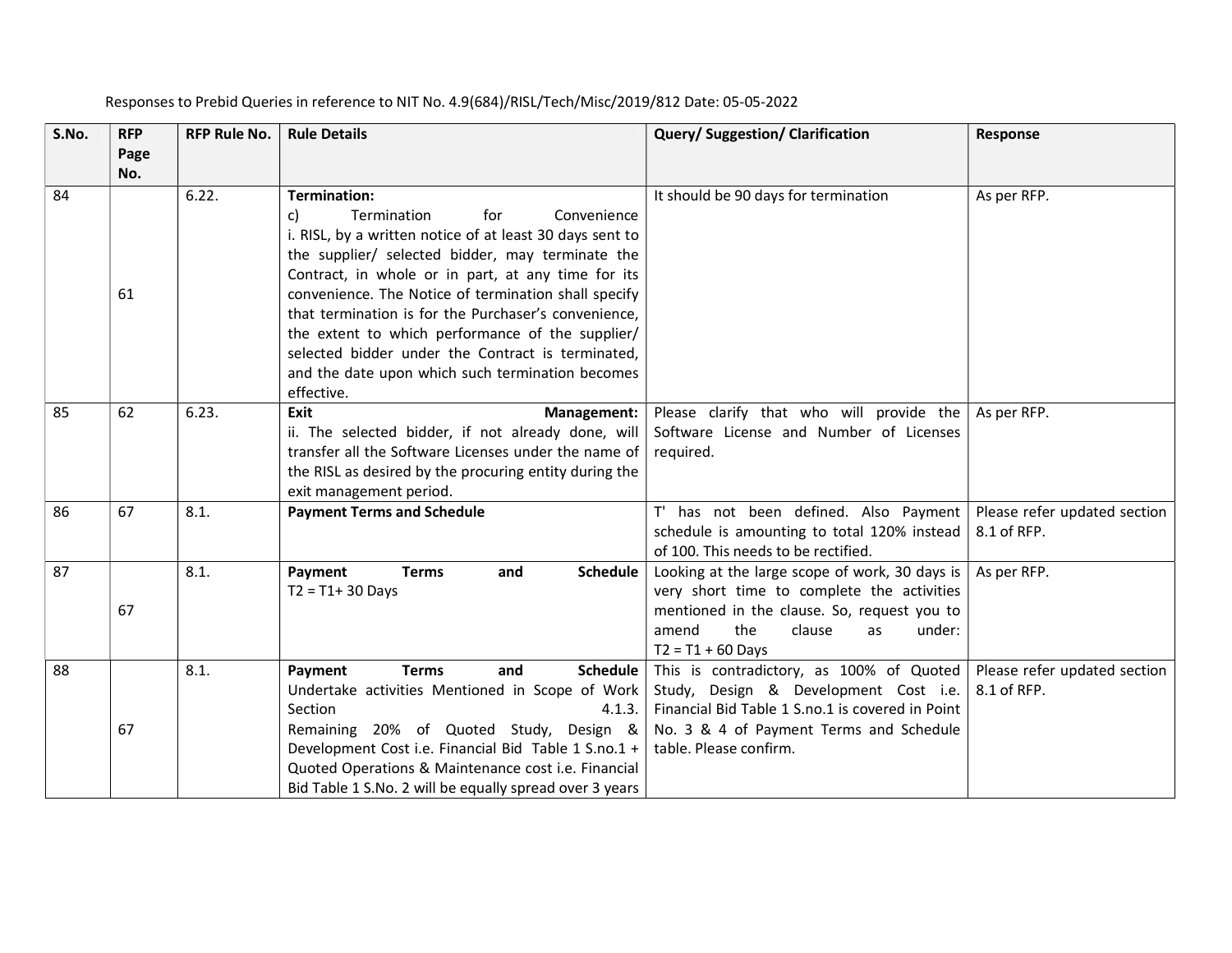Responses to Prebid Queries in reference to NIT No. 4.9(684)/RISL/Tech/Misc/2019/812 Date: 05-05-2022

| S.No. | RFP Page No. | RFP Rule No. | Rule Details | Query/ Suggestion/ Clarification | Response |
|---|---|---|---|---|---|
| 84 | 61 | 6.22. | **Termination:**<br>c) Termination for Convenience<br>i. RISL, by a written notice of at least 30 days sent to the supplier/ selected bidder, may terminate the Contract, in whole or in part, at any time for its convenience. The Notice of termination shall specify that termination is for the Purchaser's convenience, the extent to which performance of the supplier/ selected bidder under the Contract is terminated, and the date upon which such termination becomes effective. | It should be 90 days for termination | As per RFP. |
| 85 | 62 | 6.23. | **Exit Management:**<br>ii. The selected bidder, if not already done, will transfer all the Software Licenses under the name of the RISL as desired by the procuring entity during the exit management period. | Please clarify that who will provide the Software License and Number of Licenses required. | As per RFP. |
| 86 | 67 | 8.1. | **Payment Terms and Schedule** | T' has not been defined. Also Payment schedule is amounting to total 120% instead of 100. This needs to be rectified. | Please refer updated section 8.1 of RFP. |
| 87 | 67 | 8.1. | **Payment Terms and Schedule**<br>T2 = T1+ 30 Days | Looking at the large scope of work, 30 days is very short time to complete the activities mentioned in the clause. So, request you to amend the clause as under:<br>T2 = T1 + 60 Days | As per RFP. |
| 88 | 67 | 8.1. | **Payment Terms and Schedule**<br>Undertake activities Mentioned in Scope of Work Section 4.1.3.<br>Remaining 20% of Quoted Study, Design & Development Cost i.e. Financial Bid Table 1 S.no.1 + Quoted Operations & Maintenance cost i.e. Financial Bid Table 1 S.No. 2 will be equally spread over 3 years | This is contradictory, as 100% of Quoted Study, Design & Development Cost i.e. Financial Bid Table 1 S.no.1 is covered in Point No. 3 & 4 of Payment Terms and Schedule table. Please confirm. | Please refer updated section 8.1 of RFP. |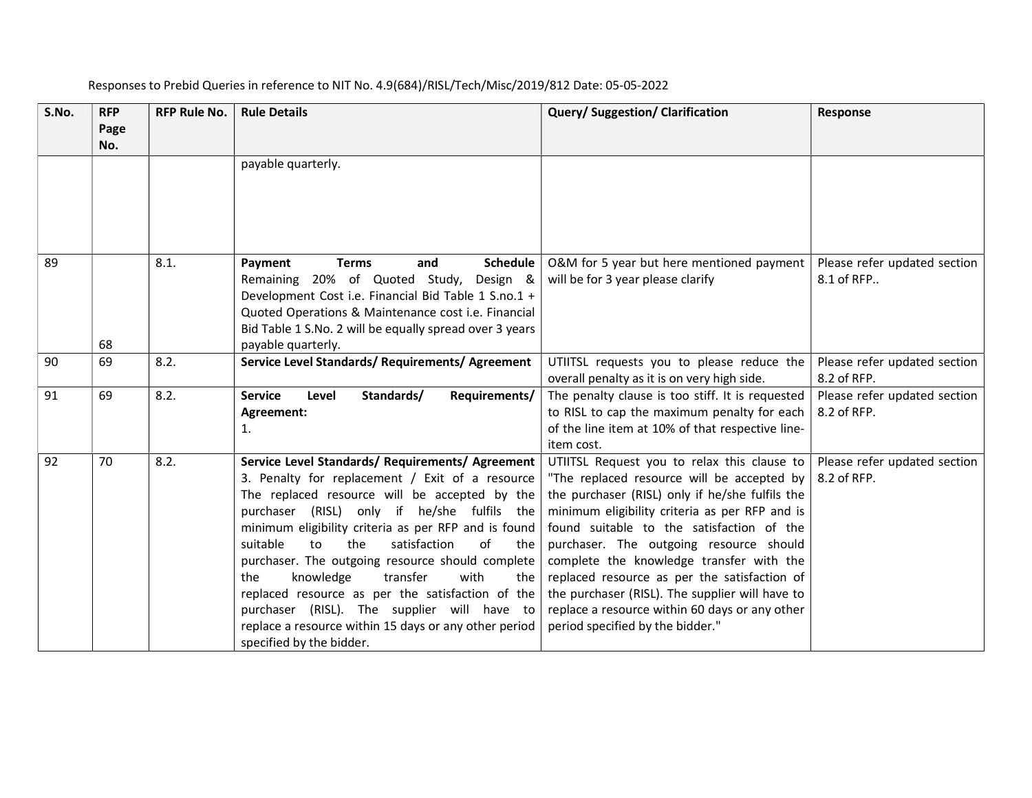Responses to Prebid Queries in reference to NIT No. 4.9(684)/RISL/Tech/Misc/2019/812 Date: 05-05-2022

| S.No. | RFP Page No. | RFP Rule No. | Rule Details | Query/ Suggestion/ Clarification | Response |
|---|---|---|---|---|---|
| | | | payable quarterly. | | |
| 89 | 68 | 8.1. | **Payment Terms and Schedule** Remaining 20% of Quoted Study, Design & Development Cost i.e. Financial Bid Table 1 S.no.1 + Quoted Operations & Maintenance cost i.e. Financial Bid Table 1 S.No. 2 will be equally spread over 3 years payable quarterly. | O&M for 5 year but here mentioned payment will be for 3 year please clarify | Please refer updated section 8.1 of RFP.. |
| 90 | 69 | 8.2. | **Service Level Standards/ Requirements/ Agreement** | UTIITSL requests you to please reduce the overall penalty as it is on very high side. | Please refer updated section 8.2 of RFP. |
| 91 | 69 | 8.2. | **Service Level Standards/ Requirements/ Agreement:** 1. | The penalty clause is too stiff. It is requested to RISL to cap the maximum penalty for each of the line item at 10% of that respective line-item cost. | Please refer updated section 8.2 of RFP. |
| 92 | 70 | 8.2. | **Service Level Standards/ Requirements/ Agreement** 3. Penalty for replacement / Exit of a resource The replaced resource will be accepted by the purchaser (RISL) only if he/she fulfils the minimum eligibility criteria as per RFP and is found suitable to the satisfaction of the purchaser. The outgoing resource should complete the knowledge transfer with the replaced resource as per the satisfaction of the purchaser (RISL). The supplier will have to replace a resource within 15 days or any other period specified by the bidder. | UTIITSL Request you to relax this clause to "The replaced resource will be accepted by the purchaser (RISL) only if he/she fulfils the minimum eligibility criteria as per RFP and is found suitable to the satisfaction of the purchaser. The outgoing resource should complete the knowledge transfer with the replaced resource as per the satisfaction of the purchaser (RISL). The supplier will have to replace a resource within 60 days or any other period specified by the bidder." | Please refer updated section 8.2 of RFP. |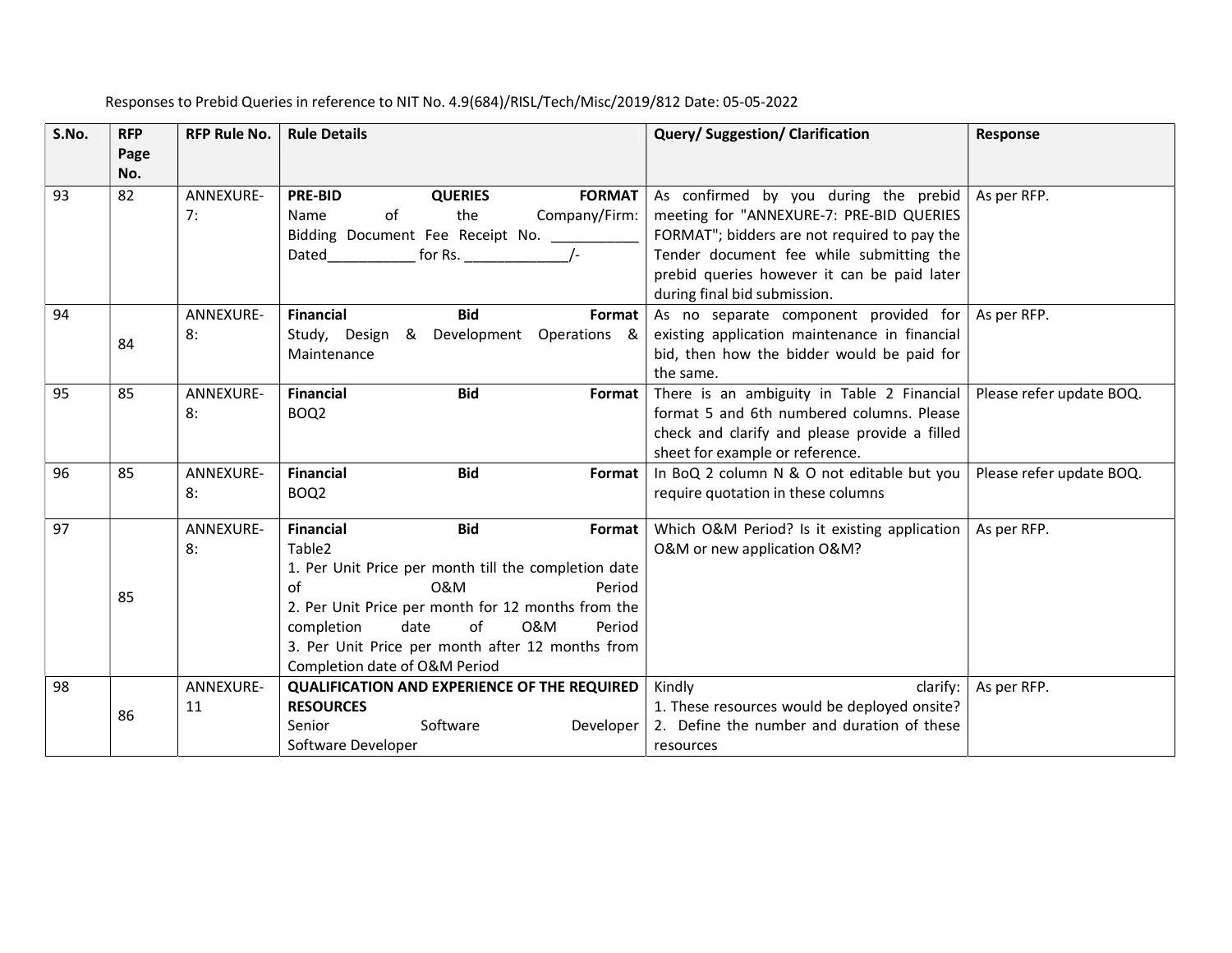Responses to Prebid Queries in reference to NIT No. 4.9(684)/RISL/Tech/Misc/2019/812 Date: 05-05-2022

| S.No. | RFP Page No. | RFP Rule No. | Rule Details | Query/ Suggestion/ Clarification | Response |
|---|---|---|---|---|---|
| 93 | 82 | ANNEXURE-7: | **PRE-BID QUERIES FORMAT** Name of the Company/Firm: Bidding Document Fee Receipt No. ___________ Dated___________ for Rs. _____________/- | As confirmed by you during the prebid meeting for "ANNEXURE-7: PRE-BID QUERIES FORMAT"; bidders are not required to pay the Tender document fee while submitting the prebid queries however it can be paid later during final bid submission. | As per RFP. |
| 94 | 84 | ANNEXURE-8: | **Financial Bid Format** Study, Design & Development Operations & Maintenance | As no separate component provided for existing application maintenance in financial bid, then how the bidder would be paid for the same. | As per RFP. |
| 95 | 85 | ANNEXURE-8: | **Financial Bid Format** BOQ2 | There is an ambiguity in Table 2 Financial format 5 and 6th numbered columns. Please check and clarify and please provide a filled sheet for example or reference. | Please refer update BOQ. |
| 96 | 85 | ANNEXURE-8: | **Financial Bid Format** BOQ2 | In BoQ 2 column N & O not editable but you require quotation in these columns | Please refer update BOQ. |
| 97 | 85 | ANNEXURE-8: | **Financial Bid Format** Table2<br>1. Per Unit Price per month till the completion date of O&M Period<br>2. Per Unit Price per month for 12 months from the completion date of O&M Period<br>3. Per Unit Price per month after 12 months from Completion date of O&M Period | Which O&M Period? Is it existing application O&M or new application O&M? | As per RFP. |
| 98 | 86 | ANNEXURE-11 | **QUALIFICATION AND EXPERIENCE OF THE REQUIRED RESOURCES** Senior Software Developer Software Developer | Kindly clarify:<br>1. These resources would be deployed onsite?<br>2. Define the number and duration of these resources | As per RFP. |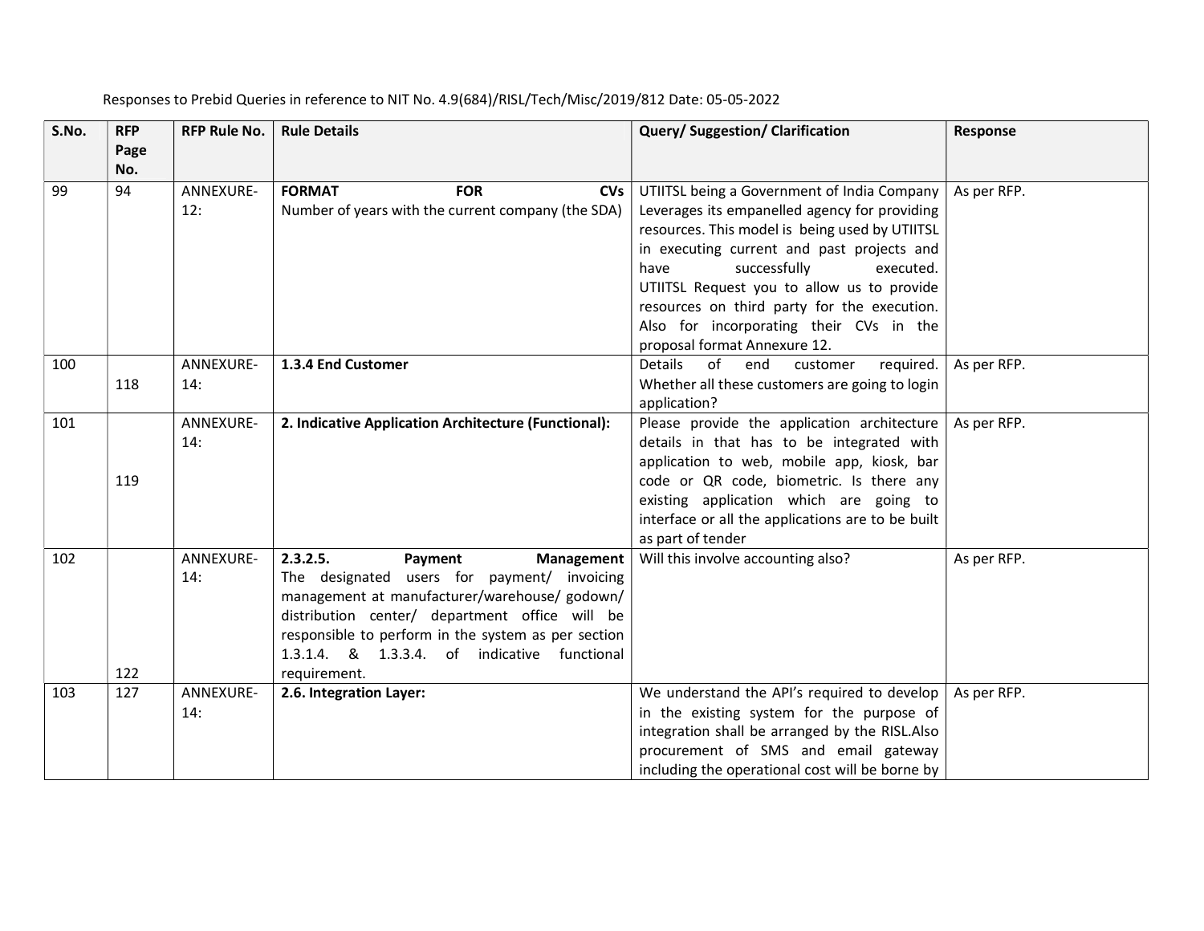Responses to Prebid Queries in reference to NIT No. 4.9(684)/RISL/Tech/Misc/2019/812 Date: 05-05-2022

| S.No. | RFP Page No. | RFP Rule No. | Rule Details | Query/ Suggestion/ Clarification | Response |
|---|---|---|---|---|---|
| 99 | 94 | ANNEXURE-12: | **FORMAT FOR CVs** Number of years with the current company (the SDA) | UTIITSL being a Government of India Company Leverages its empanelled agency for providing resources. This model is being used by UTIITSL in executing current and past projects and have successfully executed. UTIITSL Request you to allow us to provide resources on third party for the execution. Also for incorporating their CVs in the proposal format Annexure 12. | As per RFP. |
| 100 | 118 | ANNEXURE-14: | **1.3.4 End Customer** | Details of end customer required. Whether all these customers are going to login application? | As per RFP. |
| 101 | 119 | ANNEXURE-14: | **2. Indicative Application Architecture (Functional):** | Please provide the application architecture details in that has to be integrated with application to web, mobile app, kiosk, bar code or QR code, biometric. Is there any existing application which are going to interface or all the applications are to be built as part of tender | As per RFP. |
| 102 | 122 | ANNEXURE-14: | **2.3.2.5. Payment Management** The designated users for payment/ invoicing management at manufacturer/warehouse/ godown/ distribution center/ department office will be responsible to perform in the system as per section 1.3.1.4. & 1.3.3.4. of indicative functional requirement. | Will this involve accounting also? | As per RFP. |
| 103 | 127 | ANNEXURE-14: | **2.6. Integration Layer:** | We understand the API's required to develop in the existing system for the purpose of integration shall be arranged by the RISL.Also procurement of SMS and email gateway including the operational cost will be borne by | As per RFP. |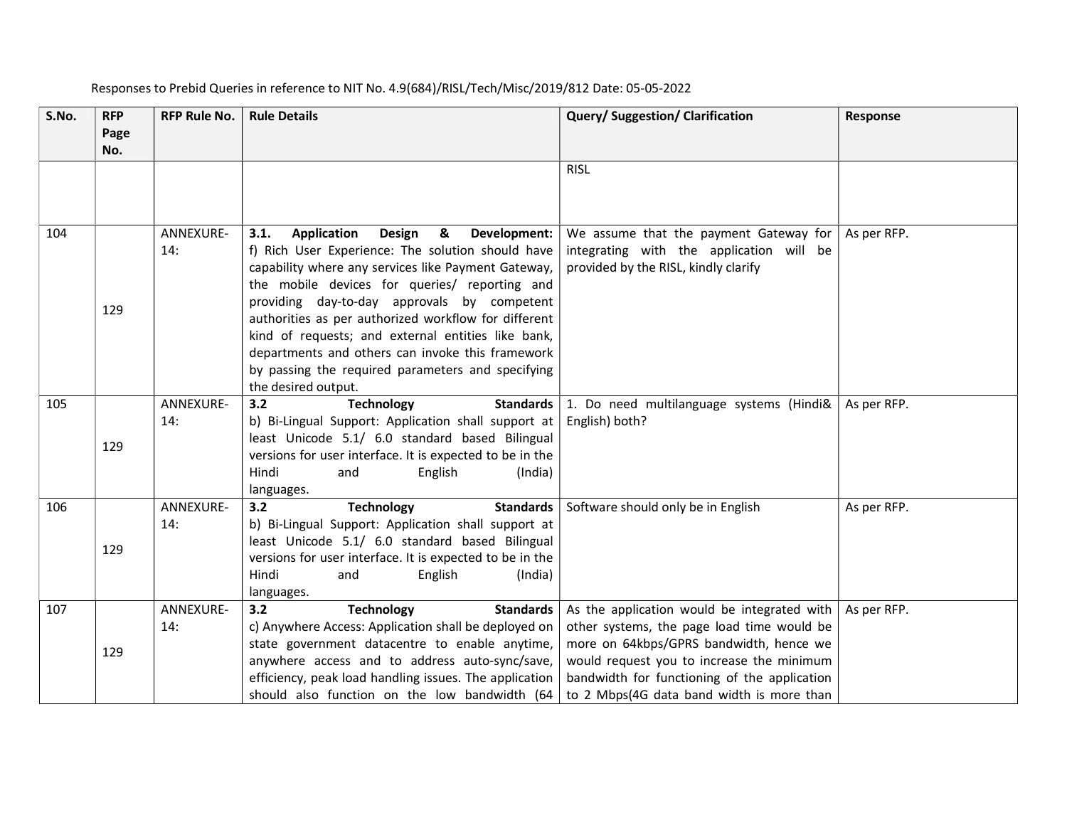Responses to Prebid Queries in reference to NIT No. 4.9(684)/RISL/Tech/Misc/2019/812 Date: 05-05-2022

| S.No. | RFP Page No. | RFP Rule No. | Rule Details | Query/ Suggestion/ Clarification | Response |
|---|---|---|---|---|---|
| | | | | RISL | |
| 104 | 129 | ANNEXURE-14: | **3.1. Application Design & Development:** f) Rich User Experience: The solution should have capability where any services like Payment Gateway, the mobile devices for queries/ reporting and providing day-to-day approvals by competent authorities as per authorized workflow for different kind of requests; and external entities like bank, departments and others can invoke this framework by passing the required parameters and specifying the desired output. | We assume that the payment Gateway for integrating with the application will be provided by the RISL, kindly clarify | As per RFP. |
| 105 | 129 | ANNEXURE-14: | **3.2 Technology Standards** b) Bi-Lingual Support: Application shall support at least Unicode 5.1/ 6.0 standard based Bilingual versions for user interface. It is expected to be in the Hindi and English (India) languages. | 1. Do need multilanguage systems (Hindi& English) both? | As per RFP. |
| 106 | 129 | ANNEXURE-14: | **3.2 Technology Standards** b) Bi-Lingual Support: Application shall support at least Unicode 5.1/ 6.0 standard based Bilingual versions for user interface. It is expected to be in the Hindi and English (India) languages. | Software should only be in English | As per RFP. |
| 107 | 129 | ANNEXURE-14: | **3.2 Technology Standards** c) Anywhere Access: Application shall be deployed on state government datacentre to enable anytime, anywhere access and to address auto-sync/save, efficiency, peak load handling issues. The application should also function on the low bandwidth (64 | As the application would be integrated with other systems, the page load time would be more on 64kbps/GPRS bandwidth, hence we would request you to increase the minimum bandwidth for functioning of the application to 2 Mbps(4G data band width is more than | As per RFP. |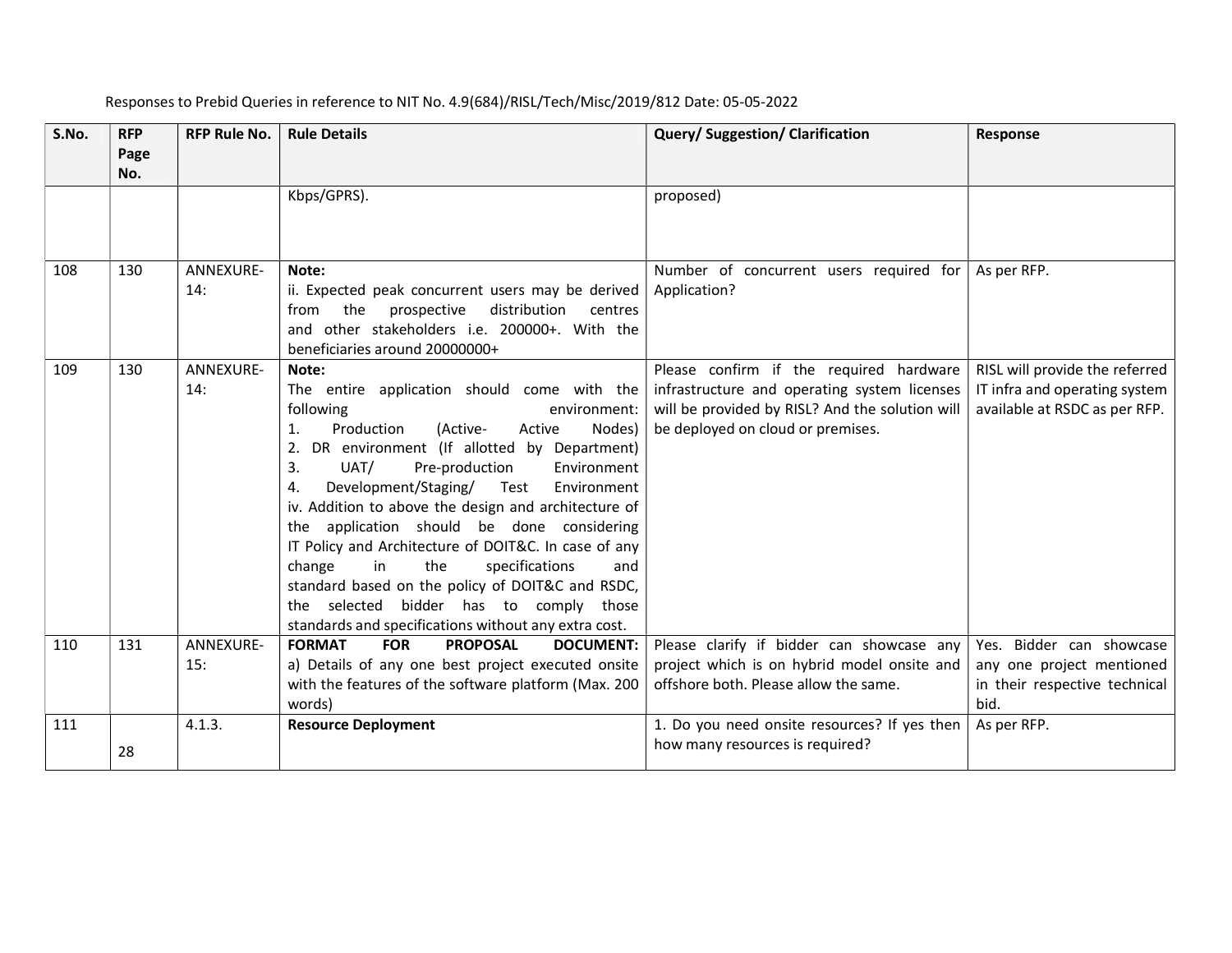Responses to Prebid Queries in reference to NIT No. 4.9(684)/RISL/Tech/Misc/2019/812 Date: 05-05-2022

| S.No. | RFP Page No. | RFP Rule No. | Rule Details | Query/ Suggestion/ Clarification | Response |
|---|---|---|---|---|---|
| | | | Kbps/GPRS). | proposed) | |
| 108 | 130 | ANNEXURE-14: | **Note:**<br>ii. Expected peak concurrent users may be derived from the prospective distribution centres and other stakeholders i.e. 200000+. With the beneficiaries around 20000000+ | Number of concurrent users required for Application? | As per RFP. |
| 109 | 130 | ANNEXURE-14: | **Note:**<br>The entire application should come with the following environment:<br>1. Production (Active- Active Nodes)<br>2. DR environment (If allotted by Department)<br>3. UAT/ Pre-production Environment<br>4. Development/Staging/ Test Environment<br>iv. Addition to above the design and architecture of the application should be done considering IT Policy and Architecture of DOIT&C. In case of any change in the specifications and standard based on the policy of DOIT&C and RSDC, the selected bidder has to comply those standards and specifications without any extra cost. | Please confirm if the required hardware infrastructure and operating system licenses will be provided by RISL? And the solution will be deployed on cloud or premises. | RISL will provide the referred IT infra and operating system available at RSDC as per RFP. |
| 110 | 131 | ANNEXURE-15: | **FORMAT FOR PROPOSAL DOCUMENT:**<br>a) Details of any one best project executed onsite with the features of the software platform (Max. 200 words) | Please clarify if bidder can showcase any project which is on hybrid model onsite and offshore both. Please allow the same. | Yes. Bidder can showcase any one project mentioned in their respective technical bid. |
| 111 | 28 | 4.1.3. | **Resource Deployment** | 1. Do you need onsite resources? If yes then how many resources is required? | As per RFP. |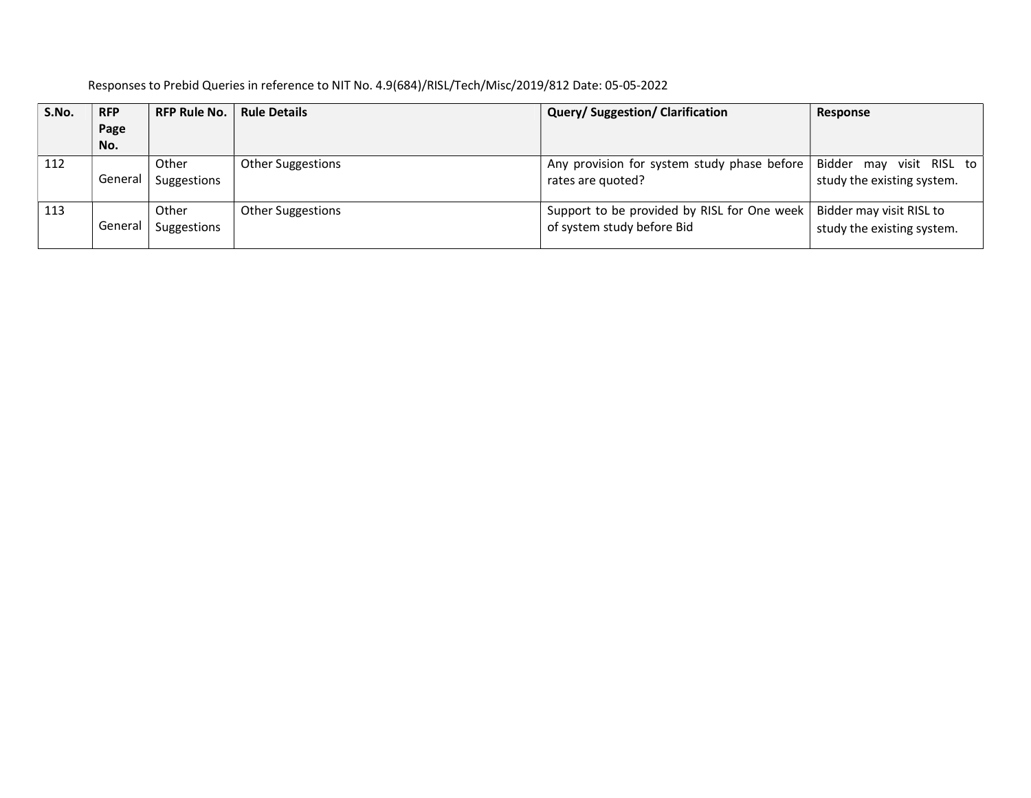Responses to Prebid Queries in reference to NIT No. 4.9(684)/RISL/Tech/Misc/2019/812 Date: 05-05-2022

| S.No. | RFP Page No. | RFP Rule No. | Rule Details | Query/ Suggestion/ Clarification | Response |
|---|---|---|---|---|---|
| 112 | General | Other Suggestions | Other Suggestions | Any provision for system study phase before rates are quoted? | Bidder may visit RISL to study the existing system. |
| 113 | General | Other Suggestions | Other Suggestions | Support to be provided by RISL for One week of system study before Bid | Bidder may visit RISL to study the existing system. |